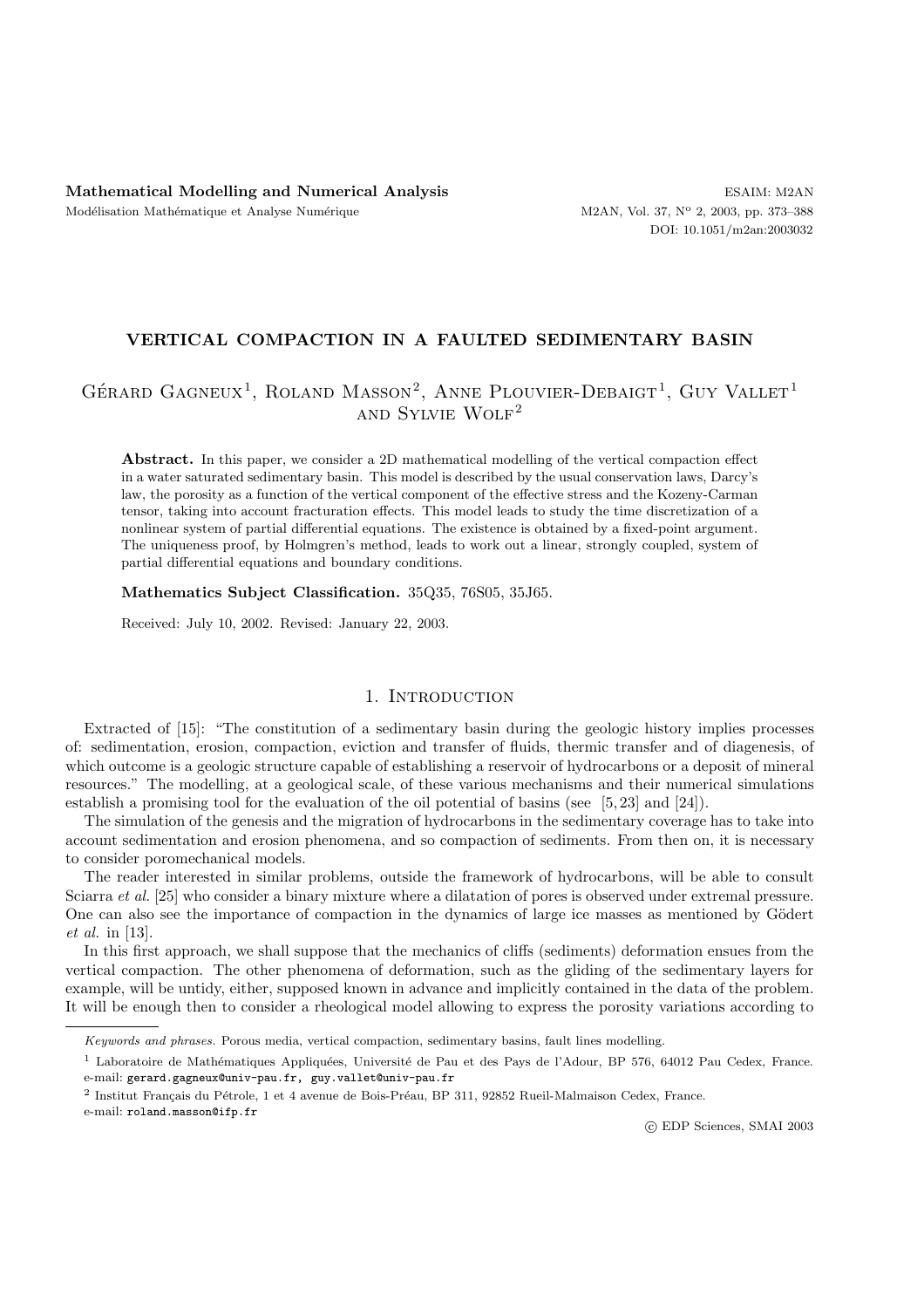# VERTICAL COMPACTION IN A FAULTED SEDIMENTARY BASIN

Gérard Gagneux[1], Roland Masson[2], Anne Plouvier-Debaigt[1], Guy Vallet[1] and Sylvie Wolf[2]

**Abstract.** In this paper, we consider a 2D mathematical modelling of the vertical compaction effect in a water saturated sedimentary basin. This model is described by the usual conservation laws, Darcy's law, the porosity as a function of the vertical component of the effective stress and the Kozeny-Carman tensor, taking into account fracturation effects. This model leads to study the time discretization of a nonlinear system of partial differential equations. The existence is obtained by a fixed-point argument. The uniqueness proof, by Holmgren's method, leads to work out a linear, strongly coupled, system of partial differential equations and boundary conditions.

**Mathematics Subject Classification.** 35Q35, 76S05, 35J65.

Received: July 10, 2002. Revised: January 22, 2003.

## 1. Introduction

Extracted of [15]: "The constitution of a sedimentary basin during the geologic history implies processes of: sedimentation, erosion, compaction, eviction and transfer of fluids, thermic transfer and of diagenesis, of which outcome is a geologic structure capable of establishing a reservoir of hydrocarbons or a deposit of mineral resources." The modelling, at a geological scale, of these various mechanisms and their numerical simulations establish a promising tool for the evaluation of the oil potential of basins (see [5, 23] and [24]).

The simulation of the genesis and the migration of hydrocarbons in the sedimentary coverage has to take into account sedimentation and erosion phenomena, and so compaction of sediments. From then on, it is necessary to consider poromechanical models.

The reader interested in similar problems, outside the framework of hydrocarbons, will be able to consult Sciarra *et al.* [25] who consider a binary mixture where a dilatation of pores is observed under extremal pressure. One can also see the importance of compaction in the dynamics of large ice masses as mentioned by Gödert *et al.* in [13].

In this first approach, we shall suppose that the mechanics of cliffs (sediments) deformation ensues from the vertical compaction. The other phenomena of deformation, such as the gliding of the sedimentary layers for example, will be untidy, either, supposed known in advance and implicitly contained in the data of the problem. It will be enough then to consider a rheological model allowing to express the porosity variations according to

---

*Keywords and phrases.* Porous media, vertical compaction, sedimentary basins, fault lines modelling.

[1] Laboratoire de Mathématiques Appliquées, Université de Pau et des Pays de l'Adour, BP 576, 64012 Pau Cedex, France. e-mail: gerard.gagneux@univ-pau.fr, guy.vallet@univ-pau.fr

[2] Institut Français du Pétrole, 1 et 4 avenue de Bois-Préau, BP 311, 92852 Rueil-Malmaison Cedex, France. e-mail: roland.masson@ifp.fr

© EDP Sciences, SMAI 2003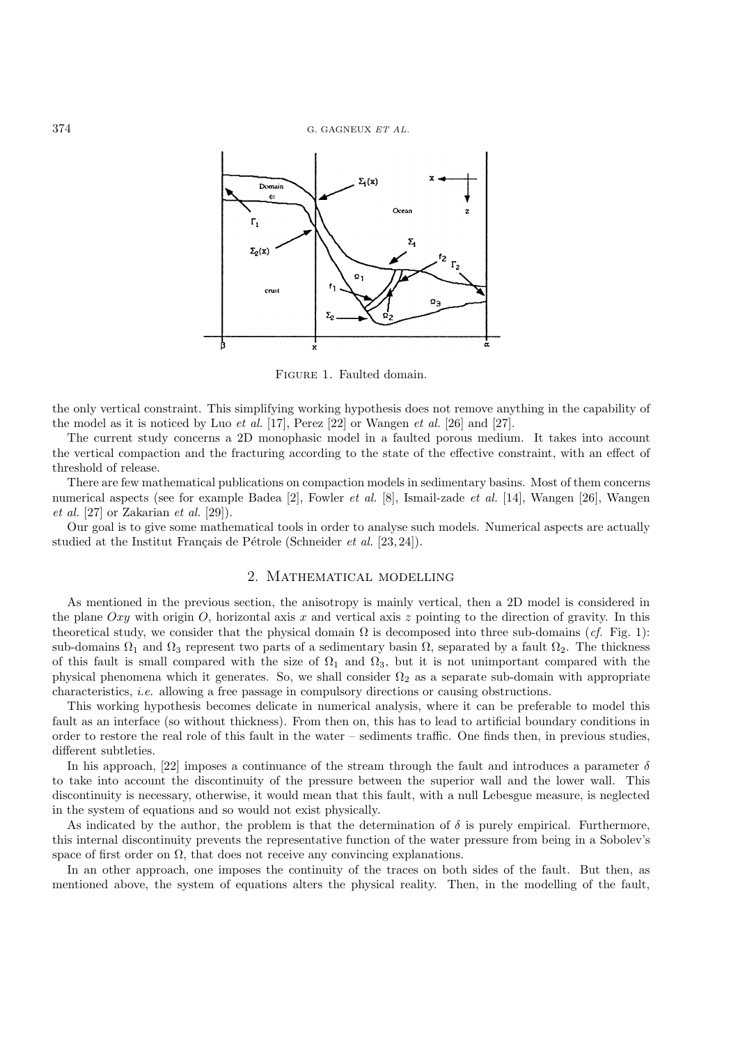Figure 1. Faulted domain.

the only vertical constraint. This simplifying working hypothesis does not remove anything in the capability of the model as it is noticed by Luo *et al.* [17], Perez [22] or Wangen *et al.* [26] and [27].

The current study concerns a 2D monophasic model in a faulted porous medium. It takes into account the vertical compaction and the fracturing according to the state of the effective constraint, with an effect of threshold of release.

There are few mathematical publications on compaction models in sedimentary basins. Most of them concerns numerical aspects (see for example Badea [2], Fowler *et al.* [8], Ismail-zade *et al.* [14], Wangen [26], Wangen *et al.* [27] or Zakarian *et al.* [29]).

Our goal is to give some mathematical tools in order to analyse such models. Numerical aspects are actually studied at the Institut Français de Pétrole (Schneider *et al.* [23, 24]).

## 2. Mathematical modelling

As mentioned in the previous section, the anisotropy is mainly vertical, then a 2D model is considered in the plane $Oxy$ with origin $O$, horizontal axis $x$ and vertical axis $z$ pointing to the direction of gravity. In this theoretical study, we consider that the physical domain $\Omega$ is decomposed into three sub-domains (*cf.* Fig. 1): sub-domains $\Omega_1$ and $\Omega_3$ represent two parts of a sedimentary basin $\Omega$, separated by a fault $\Omega_2$. The thickness of this fault is small compared with the size of $\Omega_1$ and $\Omega_3$, but it is not unimportant compared with the physical phenomena which it generates. So, we shall consider $\Omega_2$ as a separate sub-domain with appropriate characteristics, *i.e.* allowing a free passage in compulsory directions or causing obstructions.

This working hypothesis becomes delicate in numerical analysis, where it can be preferable to model this fault as an interface (so without thickness). From then on, this has to lead to artificial boundary conditions in order to restore the real role of this fault in the water – sediments traffic. One finds then, in previous studies, different subtleties.

In his approach, [22] imposes a continuance of the stream through the fault and introduces a parameter $\delta$ to take into account the discontinuity of the pressure between the superior wall and the lower wall. This discontinuity is necessary, otherwise, it would mean that this fault, with a null Lebesgue measure, is neglected in the system of equations and so would not exist physically.

As indicated by the author, the problem is that the determination of $\delta$ is purely empirical. Furthermore, this internal discontinuity prevents the representative function of the water pressure from being in a Sobolev's space of first order on $\Omega$, that does not receive any convincing explanations.

In an other approach, one imposes the continuity of the traces on both sides of the fault. But then, as mentioned above, the system of equations alters the physical reality. Then, in the modelling of the fault,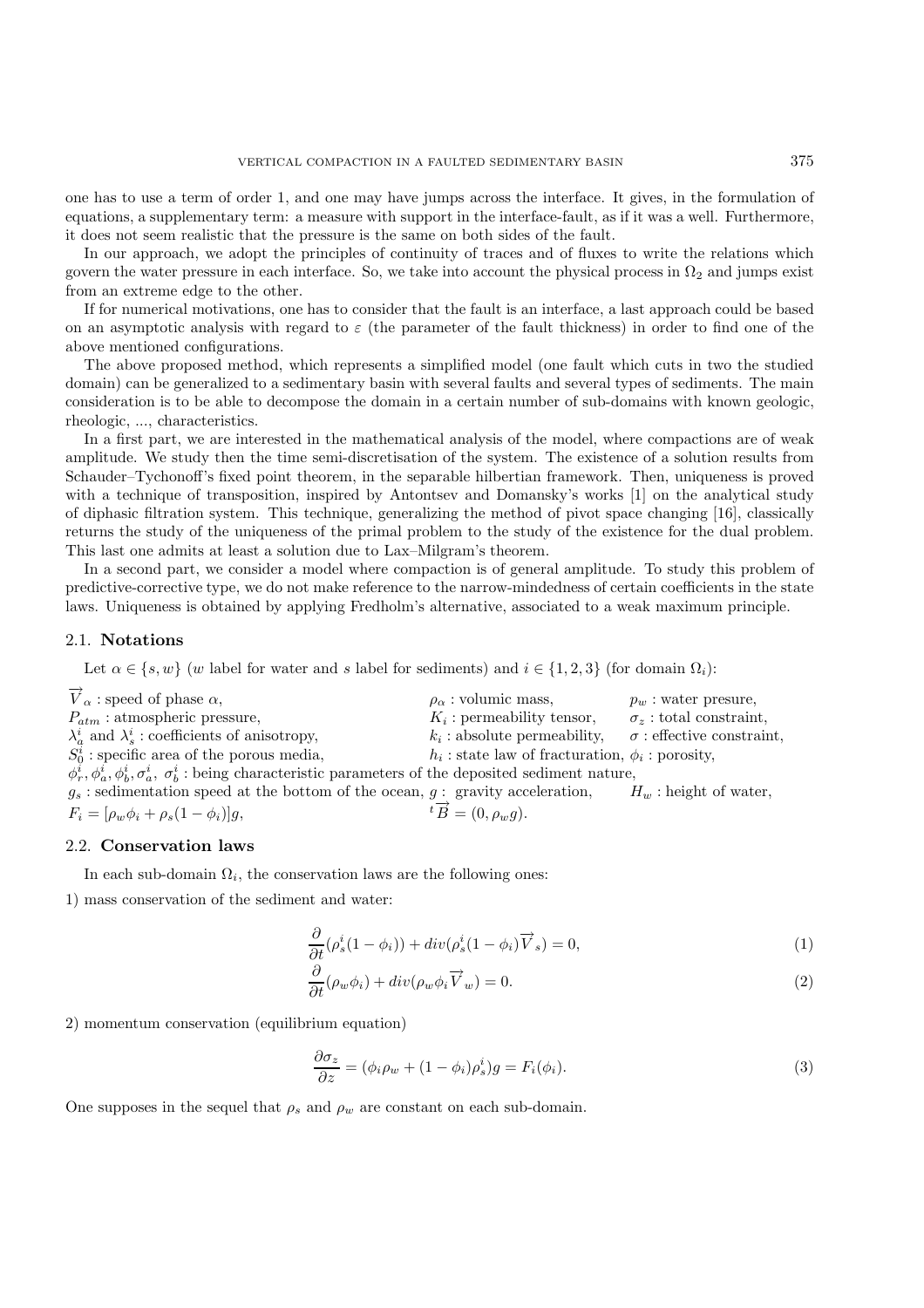one has to use a term of order 1, and one may have jumps across the interface. It gives, in the formulation of equations, a supplementary term: a measure with support in the interface-fault, as if it was a well. Furthermore, it does not seem realistic that the pressure is the same on both sides of the fault.

In our approach, we adopt the principles of continuity of traces and of fluxes to write the relations which govern the water pressure in each interface. So, we take into account the physical process in $\Omega_2$ and jumps exist from an extreme edge to the other.

If for numerical motivations, one has to consider that the fault is an interface, a last approach could be based on an asymptotic analysis with regard to $\varepsilon$ (the parameter of the fault thickness) in order to find one of the above mentioned configurations.

The above proposed method, which represents a simplified model (one fault which cuts in two the studied domain) can be generalized to a sedimentary basin with several faults and several types of sediments. The main consideration is to be able to decompose the domain in a certain number of sub-domains with known geologic, rheologic, ..., characteristics.

In a first part, we are interested in the mathematical analysis of the model, where compactions are of weak amplitude. We study then the time semi-discretisation of the system. The existence of a solution results from Schauder–Tychonoff's fixed point theorem, in the separable hilbertian framework. Then, uniqueness is proved with a technique of transposition, inspired by Antontsev and Domansky's works [1] on the analytical study of diphasic filtration system. This technique, generalizing the method of pivot space changing [16], classically returns the study of the uniqueness of the primal problem to the study of the existence for the dual problem. This last one admits at least a solution due to Lax–Milgram's theorem.

In a second part, we consider a model where compaction is of general amplitude. To study this problem of predictive-corrective type, we do not make reference to the narrow-mindedness of certain coefficients in the state laws. Uniqueness is obtained by applying Fredholm's alternative, associated to a weak maximum principle.

### 2.1. **Notations**

Let $\alpha \in \{s, w\}$ ($w$ label for water and $s$ label for sediments) and $i \in \{1, 2, 3\}$ (for domain $\Omega_i$):

$\overrightarrow{V}_\alpha$ : speed of phase $\alpha$, $\rho_\alpha$ : volumic mass, $p_w$ : water presure,
$P_{atm}$ : atmospheric pressure, $K_i$ : permeability tensor, $\sigma_z$ : total constraint,
$\lambda_a^i$ and $\lambda_s^i$ : coefficients of anisotropy, $k_i$ : absolute permeability, $\sigma$ : effective constraint,
$S_0^i$ : specific area of the porous media, $h_i$ : state law of fracturation, $\phi_i$ : porosity,
$\phi_r^i, \phi_a^i, \phi_b^i, \sigma_a^i, \sigma_b^i$ : being characteristic parameters of the deposited sediment nature,
$g_s$ : sedimentation speed at the bottom of the ocean, $g$ : gravity acceleration, $H_w$ : height of water,
$F_i = [\rho_w \phi_i + \rho_s(1 - \phi_i)]g$, ${}^t\overrightarrow{B} = (0, \rho_w g)$.

### 2.2. **Conservation laws**

In each sub-domain $\Omega_i$, the conservation laws are the following ones:

1) mass conservation of the sediment and water:

$$\frac{\partial}{\partial t}(\rho_s^i(1 - \phi_i)) + div(\rho_s^i(1 - \phi_i)\overrightarrow{V}_s) = 0, \tag{1}$$

$$\frac{\partial}{\partial t}(\rho_w \phi_i) + div(\rho_w \phi_i \overrightarrow{V}_w) = 0. \tag{2}$$

2) momentum conservation (equilibrium equation)

$$\frac{\partial \sigma_z}{\partial z} = (\phi_i \rho_w + (1 - \phi_i)\rho_s^i)g = F_i(\phi_i). \tag{3}$$

One supposes in the sequel that $\rho_s$ and $\rho_w$ are constant on each sub-domain.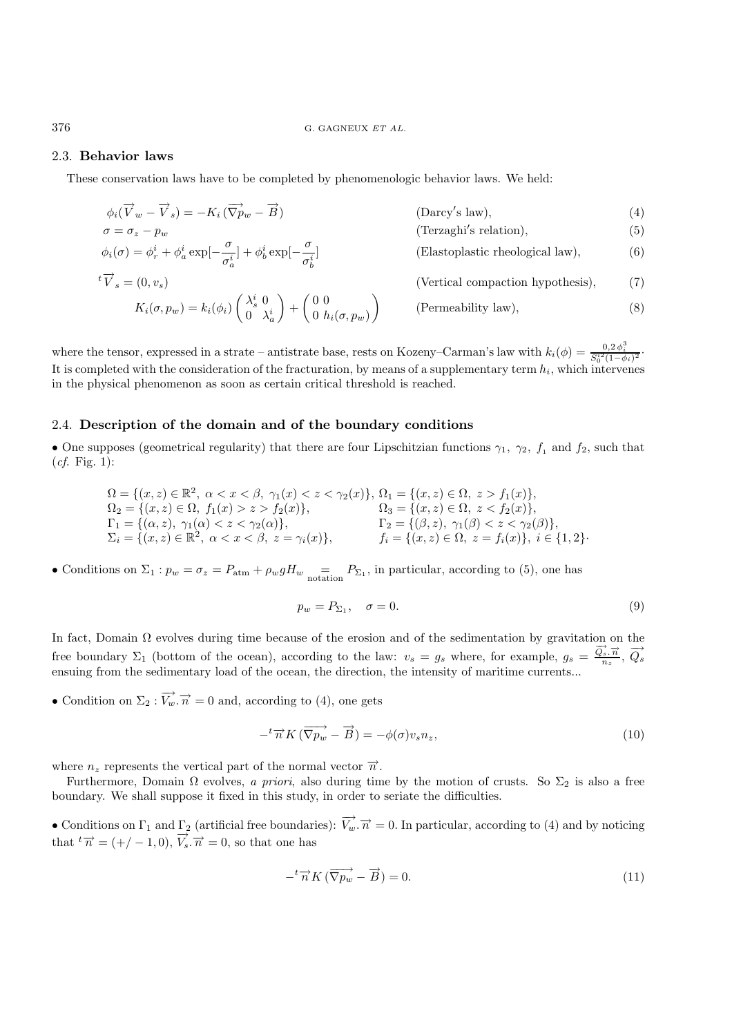### 2.3. **Behavior laws**

These conservation laws have to be completed by phenomenologic behavior laws. We held:

$$\phi_i(\overrightarrow{V}_w - \overrightarrow{V}_s) = -K_i\,(\overrightarrow{\nabla p}_w - \overrightarrow{B}) \qquad \text{(Darcy's law)}, \tag{4}$$

$$\sigma = \sigma_z - p_w \qquad \text{(Terzaghi's relation)}, \tag{5}$$

$$\phi_i(\sigma) = \phi_r^i + \phi_a^i \exp[-\frac{\sigma}{\sigma_a^i}] + \phi_b^i \exp[-\frac{\sigma}{\sigma_b^i}] \qquad \text{(Elastoplastic rheological law)}, \tag{6}$$

$${}^t\overrightarrow{V}_s = (0, v_s) \qquad \text{(Vertical compaction hypothesis)}, \tag{7}$$

$$K_i(\sigma, p_w) = k_i(\phi_i)\begin{pmatrix} \lambda_s^i & 0 \\ 0 & \lambda_a^i \end{pmatrix} + \begin{pmatrix} 0 & 0 \\ 0 & h_i(\sigma, p_w) \end{pmatrix} \qquad \text{(Permeability law)}, \tag{8}$$

where the tensor, expressed in a strate – antistrate base, rests on Kozeny–Carman's law with $k_i(\phi) = \frac{0{,}2\,\phi_i^3}{S_0^{i2}(1-\phi_i)^2}\cdot$ It is completed with the consideration of the fracturation, by means of a supplementary term $h_i$, which intervenes in the physical phenomenon as soon as certain critical threshold is reached.

### 2.4. **Description of the domain and of the boundary conditions**

• One supposes (geometrical regularity) that there are four Lipschitzian functions $\gamma_1$, $\gamma_2$, $f_1$ and $f_2$, such that (*cf.* Fig. 1):

$$\Omega = \{(x,z) \in \mathbb{R}^2,\ \alpha < x < \beta,\ \gamma_1(x) < z < \gamma_2(x)\},\ \Omega_1 = \{(x,z) \in \Omega,\ z > f_1(x)\},$$
$$\Omega_2 = \{(x,z) \in \Omega,\ f_1(x) > z > f_2(x)\}, \qquad \Omega_3 = \{(x,z) \in \Omega,\ z < f_2(x)\},$$
$$\Gamma_1 = \{(\alpha,z),\ \gamma_1(\alpha) < z < \gamma_2(\alpha)\}, \qquad \Gamma_2 = \{(\beta,z),\ \gamma_1(\beta) < z < \gamma_2(\beta)\},$$
$$\Sigma_i = \{(x,z) \in \mathbb{R}^2,\ \alpha < x < \beta,\ z = \gamma_i(x)\}, \qquad f_i = \{(x,z) \in \Omega,\ z = f_i(x)\},\ i \in \{1,2\}\cdot$$

• Conditions on $\Sigma_1 : p_w = \sigma_z = P_{\text{atm}} + \rho_w g H_w \underset{\text{notation}}{=} P_{\Sigma_1}$, in particular, according to (5), one has

$$p_w = P_{\Sigma_1}, \quad \sigma = 0. \tag{9}$$

In fact, Domain $\Omega$ evolves during time because of the erosion and of the sedimentation by gravitation on the free boundary $\Sigma_1$ (bottom of the ocean), according to the law: $v_s = g_s$ where, for example, $g_s = \frac{\overrightarrow{Q_s}.\overrightarrow{n}}{n_z}$, $\overrightarrow{Q_s}$ ensuing from the sedimentary load of the ocean, the direction, the intensity of maritime currents...

• Condition on $\Sigma_2 : \overrightarrow{V_w}.\overrightarrow{n} = 0$ and, according to (4), one gets

$$-{}^t\overrightarrow{n}K\,(\overrightarrow{\nabla p_w} - \overrightarrow{B}) = -\phi(\sigma)v_s n_z, \tag{10}$$

where $n_z$ represents the vertical part of the normal vector $\overrightarrow{n}$.

Furthermore, Domain $\Omega$ evolves, *a priori*, also during time by the motion of crusts. So $\Sigma_2$ is also a free boundary. We shall suppose it fixed in this study, in order to seriate the difficulties.

• Conditions on $\Gamma_1$ and $\Gamma_2$ (artificial free boundaries): $\overrightarrow{V_w}.\overrightarrow{n} = 0$. In particular, according to (4) and by noticing that ${}^t\overrightarrow{n} = (+/-1, 0)$, $\overrightarrow{V_s}.\overrightarrow{n} = 0$, so that one has

$$-{}^t\overrightarrow{n}K\,(\overrightarrow{\nabla p_w} - \overrightarrow{B}) = 0. \tag{11}$$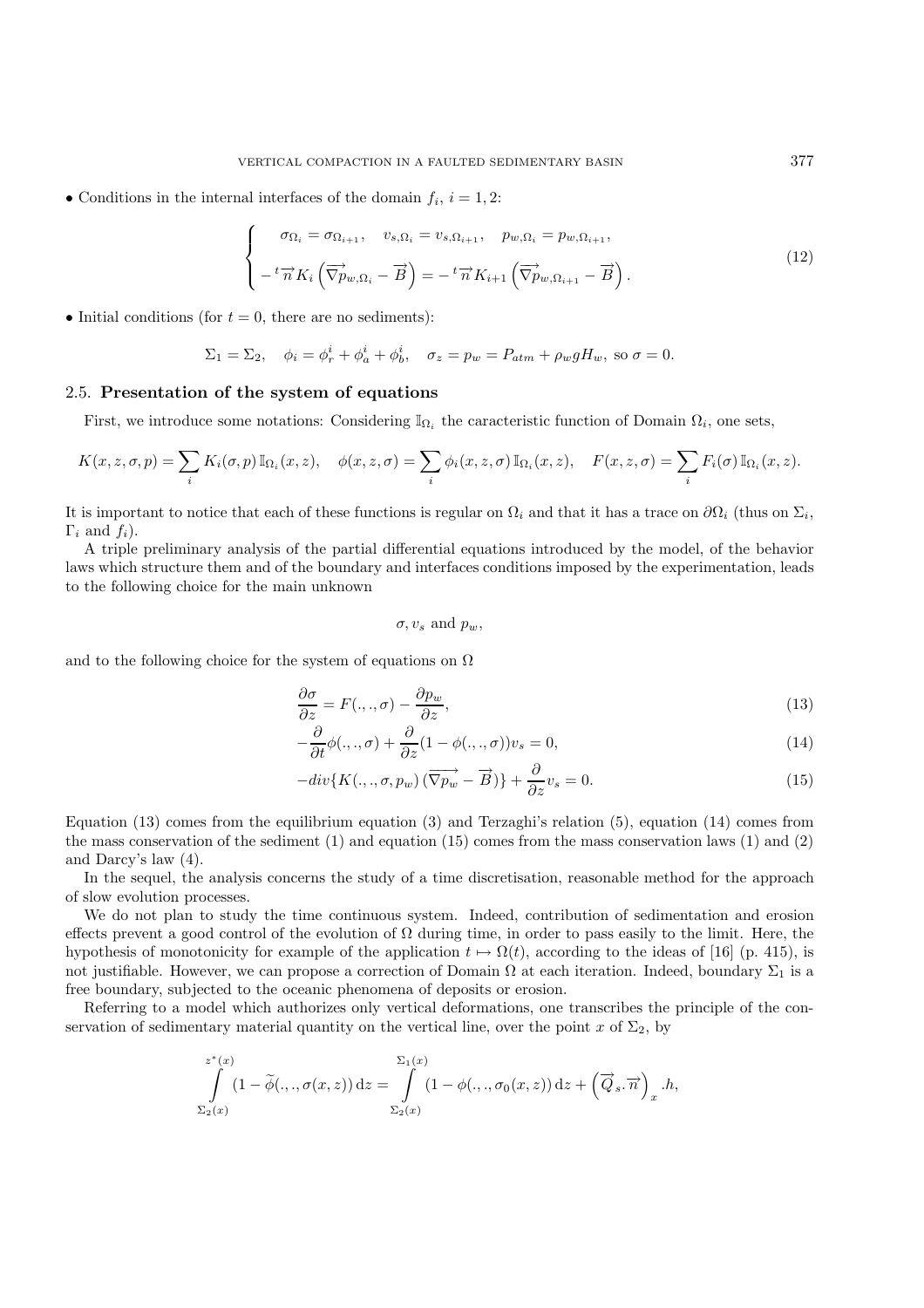• Conditions in the internal interfaces of the domain $f_i$, $i = 1, 2$:

$$
\left\{
\begin{array}{l}
\quad \sigma_{\Omega_i} = \sigma_{\Omega_{i+1}}, \quad v_{s,\Omega_i} = v_{s,\Omega_{i+1}}, \quad p_{w,\Omega_i} = p_{w,\Omega_{i+1}}, \\
-\,{}^t\overrightarrow{n} K_i \left( \overrightarrow{\nabla} p_{w,\Omega_i} - \overrightarrow{B} \right) = -\,{}^t\overrightarrow{n} K_{i+1} \left( \overrightarrow{\nabla} p_{w,\Omega_{i+1}} - \overrightarrow{B} \right).
\end{array}
\right. \tag{12}
$$

• Initial conditions (for $t = 0$, there are no sediments):

$$
\Sigma_1 = \Sigma_2, \quad \phi_i = \phi_r^i + \phi_a^i + \phi_b^i, \quad \sigma_z = p_w = P_{atm} + \rho_w g H_w, \text{ so } \sigma = 0.
$$

## 2.5. Presentation of the system of equations

First, we introduce some notations: Considering $\mathbb{I}_{\Omega_i}$ the caracteristic function of Domain $\Omega_i$, one sets,

$$
K(x, z, \sigma, p) = \sum_i K_i(\sigma, p)\, \mathbb{I}_{\Omega_i}(x, z), \quad \phi(x, z, \sigma) = \sum_i \phi_i(x, z, \sigma)\, \mathbb{I}_{\Omega_i}(x, z), \quad F(x, z, \sigma) = \sum_i F_i(\sigma)\, \mathbb{I}_{\Omega_i}(x, z).
$$

It is important to notice that each of these functions is regular on $\Omega_i$ and that it has a trace on $\partial\Omega_i$ (thus on $\Sigma_i$, $\Gamma_i$ and $f_i$).

A triple preliminary analysis of the partial differential equations introduced by the model, of the behavior laws which structure them and of the boundary and interfaces conditions imposed by the experimentation, leads to the following choice for the main unknown

$$
\sigma, v_s \text{ and } p_w,
$$

and to the following choice for the system of equations on $\Omega$

$$
\frac{\partial \sigma}{\partial z} = F(.,.,\sigma) - \frac{\partial p_w}{\partial z}, \tag{13}
$$

$$
-\frac{\partial}{\partial t}\phi(.,.,\sigma) + \frac{\partial}{\partial z}(1 - \phi(.,.,\sigma))v_s = 0, \tag{14}
$$

$$
-div\{K(.,.,\sigma,p_w)\,(\overrightarrow{\nabla p_w} - \overrightarrow{B})\} + \frac{\partial}{\partial z} v_s = 0. \tag{15}
$$

Equation (13) comes from the equilibrium equation (3) and Terzaghi's relation (5), equation (14) comes from the mass conservation of the sediment (1) and equation (15) comes from the mass conservation laws (1) and (2) and Darcy's law (4).

In the sequel, the analysis concerns the study of a time discretisation, reasonable method for the approach of slow evolution processes.

We do not plan to study the time continuous system. Indeed, contribution of sedimentation and erosion effects prevent a good control of the evolution of $\Omega$ during time, in order to pass easily to the limit. Here, the hypothesis of monotonicity for example of the application $t \mapsto \Omega(t)$, according to the ideas of [16] (p. 415), is not justifiable. However, we can propose a correction of Domain $\Omega$ at each iteration. Indeed, boundary $\Sigma_1$ is a free boundary, subjected to the oceanic phenomena of deposits or erosion.

Referring to a model which authorizes only vertical deformations, one transcribes the principle of the conservation of sedimentary material quantity on the vertical line, over the point $x$ of $\Sigma_2$, by

$$
\int_{\Sigma_2(x)}^{z^*(x)} (1 - \widetilde{\phi}(.,.,\sigma(x,z))\, \mathrm{d}z = \int_{\Sigma_2(x)}^{\Sigma_1(x)} (1 - \phi(.,.,\sigma_0(x,z))\, \mathrm{d}z + \left(\overrightarrow{Q}_s.\overrightarrow{n}\right)_x .h,
$$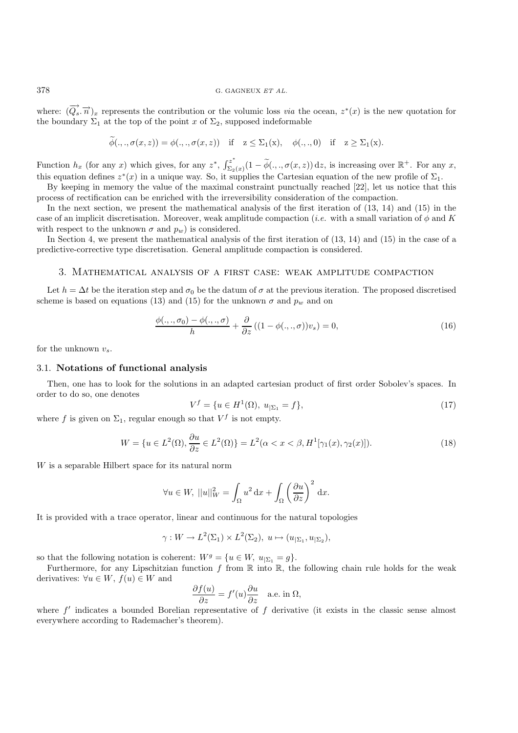where: $(\overrightarrow{Q_s}.\overrightarrow{n})_x$ represents the contribution or the volumic loss *via* the ocean, $z^*(x)$ is the new quotation for the boundary $\Sigma_1$ at the top of the point $x$ of $\Sigma_2$, supposed indeformable

$$
\widetilde{\phi}(.,.,\sigma(x,z)) = \phi(.,.,\sigma(x,z)) \quad \text{if} \quad \mathrm{z} \leq \Sigma_1(\mathrm{x}), \quad \phi(.,.,0) \quad \text{if} \quad \mathrm{z} \geq \Sigma_1(\mathrm{x}).
$$

Function $h_x$ (for any $x$) which gives, for any $z^*$, $\int_{\Sigma_2(x)}^{z^*}(1-\widetilde{\phi}(.,.,\sigma(x,z)))\,\mathrm{d}z$, is increasing over $\mathbb{R}^+$. For any $x$, this equation defines $z^*(x)$ in a unique way. So, it supplies the Cartesian equation of the new profile of $\Sigma_1$.

By keeping in memory the value of the maximal constraint punctually reached [22], let us notice that this process of rectification can be enriched with the irreversibility consideration of the compaction.

In the next section, we present the mathematical analysis of the first iteration of (13, 14) and (15) in the case of an implicit discretisation. Moreover, weak amplitude compaction (*i.e.* with a small variation of $\phi$ and $K$ with respect to the unknown $\sigma$ and $p_w$) is considered.

In Section 4, we present the mathematical analysis of the first iteration of (13, 14) and (15) in the case of a predictive-corrective type discretisation. General amplitude compaction is considered.

## 3. Mathematical analysis of a first case: weak amplitude compaction

Let $h = \Delta t$ be the iteration step and $\sigma_0$ be the datum of $\sigma$ at the previous iteration. The proposed discretised scheme is based on equations (13) and (15) for the unknown $\sigma$ and $p_w$ and on

$$
\frac{\phi(.,.,\sigma_0)-\phi(.,.,\sigma)}{h} + \frac{\partial}{\partial z}\left((1-\phi(.,.,\sigma))v_s\right) = 0, \tag{16}
$$

for the unknown $v_s$.

### 3.1. Notations of functional analysis

Then, one has to look for the solutions in an adapted cartesian product of first order Sobolev's spaces. In order to do so, one denotes

$$
V^f = \{u \in H^1(\Omega),\ u_{|\Sigma_1} = f\}, \tag{17}
$$

where $f$ is given on $\Sigma_1$, regular enough so that $V^f$ is not empty.

$$
W = \{u \in L^2(\Omega), \frac{\partial u}{\partial z} \in L^2(\Omega)\} = L^2(\alpha < x < \beta, H^1[\gamma_1(x), \gamma_2(x)]). \tag{18}
$$

$W$ is a separable Hilbert space for its natural norm

$$
\forall u \in W,\ ||u||_W^2 = \int_\Omega u^2\,\mathrm{d}x + \int_\Omega \left(\frac{\partial u}{\partial z}\right)^2\,\mathrm{d}x.
$$

It is provided with a trace operator, linear and continuous for the natural topologies

$$
\gamma : W \to L^2(\Sigma_1) \times L^2(\Sigma_2),\ u \mapsto (u_{|\Sigma_1}, u_{|\Sigma_2}),
$$

so that the following notation is coherent: $W^g = \{u \in W,\ u_{|\Sigma_1} = g\}$.

Furthermore, for any Lipschitzian function $f$ from $\mathbb{R}$ into $\mathbb{R}$, the following chain rule holds for the weak derivatives: $\forall u \in W,\ f(u) \in W$ and

$$
\frac{\partial f(u)}{\partial z} = f'(u)\frac{\partial u}{\partial z} \quad \text{a.e. in } \Omega,
$$

where $f'$ indicates a bounded Borelian representative of $f$ derivative (it exists in the classic sense almost everywhere according to Rademacher's theorem).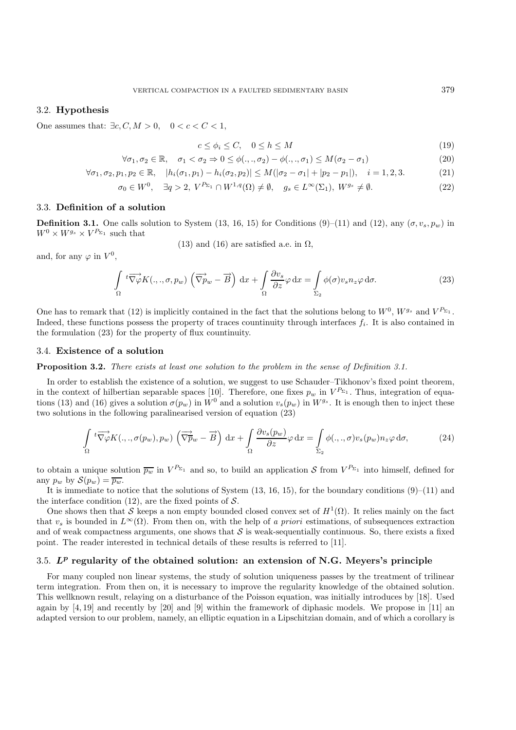### 3.2. Hypothesis

One assumes that: $\exists c, C, M > 0, \quad 0 < c < C < 1,$

$$c \leq \phi_i \leq C, \quad 0 \leq h \leq M \tag{19}$$

$$\forall \sigma_1, \sigma_2 \in \mathbb{R}, \quad \sigma_1 < \sigma_2 \Rightarrow 0 \leq \phi(.,.,\sigma_2) - \phi(.,.,\sigma_1) \leq M(\sigma_2 - \sigma_1) \tag{20}$$

$$\forall \sigma_1, \sigma_2, p_1, p_2 \in \mathbb{R}, \quad |h_i(\sigma_1, p_1) - h_i(\sigma_2, p_2)| \leq M(|\sigma_2 - \sigma_1| + |p_2 - p_1|), \quad i = 1, 2, 3. \tag{21}$$

$$\sigma_0 \in W^0, \quad \exists q > 2, \ V^{P_{\Sigma_1}} \cap W^{1,q}(\Omega) \neq \emptyset, \quad g_s \in L^\infty(\Sigma_1), \ W^{g_s} \neq \emptyset. \tag{22}$$

### 3.3. Definition of a solution

**Definition 3.1.** One calls solution to System (13, 16, 15) for Conditions (9)–(11) and (12), any $(\sigma, v_s, p_w)$ in $W^0 \times W^{g_s} \times V^{P_{\Sigma_1}}$ such that

(13) and (16) are satisfied a.e. in $\Omega$,

and, for any $\varphi$ in $V^0$,

$$\int_\Omega {}^t\overrightarrow{\nabla\varphi} K(.,.,\sigma,p_w) \left(\overrightarrow{\nabla p_w} - \overrightarrow{B}\right) \, \mathrm{d}x + \int_\Omega \frac{\partial v_s}{\partial z} \varphi \, \mathrm{d}x = \int_{\Sigma_2} \phi(\sigma) v_s n_z \varphi \, \mathrm{d}\sigma. \tag{23}$$

One has to remark that (12) is implicitly contained in the fact that the solutions belong to $W^0$, $W^{g_s}$ and $V^{P_{\Sigma_1}}$. Indeed, these functions possess the property of traces countinuity through interfaces $f_i$. It is also contained in the formulation (23) for the property of flux countinuity.

### 3.4. Existence of a solution

**Proposition 3.2.** *There exists at least one solution to the problem in the sense of Definition 3.1.*

In order to establish the existence of a solution, we suggest to use Schauder–Tikhonov's fixed point theorem, in the context of hilbertian separable spaces [10]. Therefore, one fixes $p_w$ in $V^{P_{\Sigma_1}}$. Thus, integration of equations (13) and (16) gives a solution $\sigma(p_w)$ in $W^0$ and a solution $v_s(p_w)$ in $W^{g_s}$. It is enough then to inject these two solutions in the following paralinearised version of equation (23)

$$\int_\Omega {}^t\overrightarrow{\nabla\varphi} K(.,.,\sigma(p_w),p_w) \left(\overrightarrow{\nabla \overline{p}_w} - \overrightarrow{B}\right) \, \mathrm{d}x + \int_\Omega \frac{\partial v_s(p_w)}{\partial z} \varphi \, \mathrm{d}x = \int_{\Sigma_2} \phi(.,.,\sigma) v_s(p_w) n_z \varphi \, \mathrm{d}\sigma, \tag{24}$$

to obtain a unique solution $\overline{p_w}$ in $V^{P_{\Sigma_1}}$ and so, to build an application $\mathcal{S}$ from $V^{P_{\Sigma_1}}$ into himself, defined for any $p_w$ by $\mathcal{S}(p_w) = \overline{p_w}$.

It is immediate to notice that the solutions of System (13, 16, 15), for the boundary conditions (9)–(11) and the interface condition (12), are the fixed points of $\mathcal{S}$.

One shows then that $\mathcal{S}$ keeps a non empty bounded closed convex set of $H^1(\Omega)$. It relies mainly on the fact that $v_s$ is bounded in $L^\infty(\Omega)$. From then on, with the help of *a priori* estimations, of subsequences extraction and of weak compactness arguments, one shows that $\mathcal{S}$ is weak-sequentially continuous. So, there exists a fixed point. The reader interested in technical details of these results is referred to [11].

### 3.5. $L^p$ regularity of the obtained solution: an extension of N.G. Meyers's principle

For many coupled non linear systems, the study of solution uniqueness passes by the treatment of trilinear term integration. From then on, it is necessary to improve the regularity knowledge of the obtained solution. This wellknown result, relaying on a disturbance of the Poisson equation, was initially introduces by [18]. Used again by [4, 19] and recently by [20] and [9] within the framework of diphasic models. We propose in [11] an adapted version to our problem, namely, an elliptic equation in a Lipschitzian domain, and of which a corollary is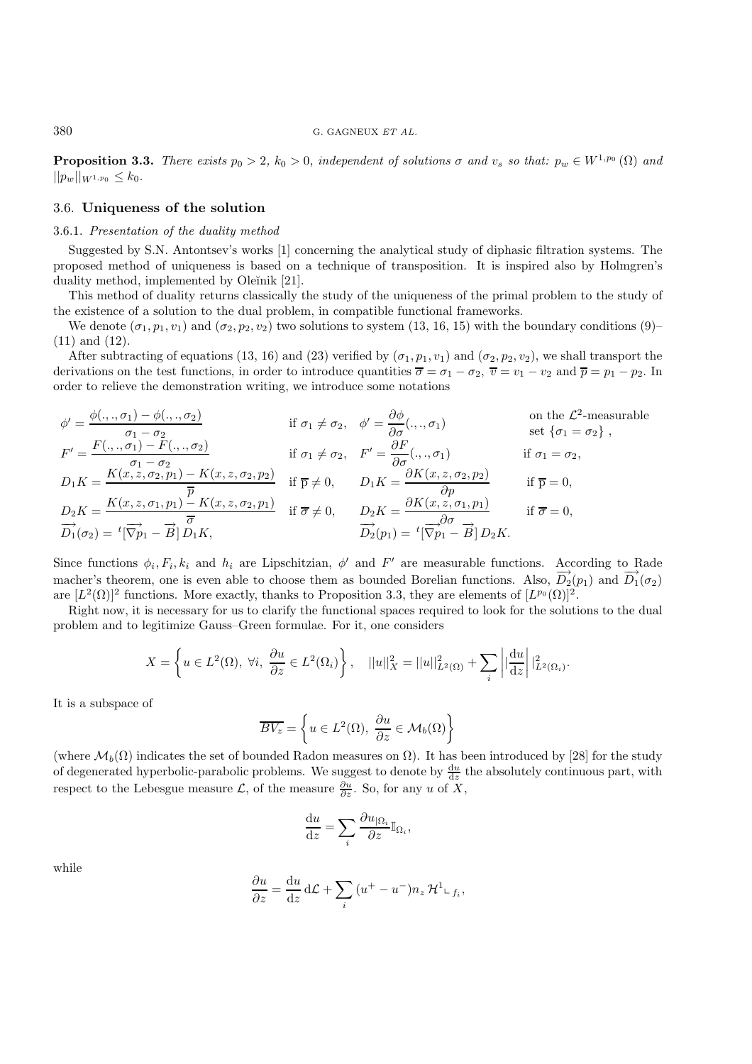**Proposition 3.3.** *There exists $p_0 > 2$, $k_0 > 0$, independent of solutions $\sigma$ and $v_s$ so that: $p_w \in W^{1,p_0}(\Omega)$ and $||p_w||_{W^{1,p_0}} \leq k_0$.*

## 3.6. Uniqueness of the solution

### 3.6.1. *Presentation of the duality method*

Suggested by S.N. Antontsev's works [1] concerning the analytical study of diphasic filtration systems. The proposed method of uniqueness is based on a technique of transposition. It is inspired also by Holmgren's duality method, implemented by Oleĭnik [21].

This method of duality returns classically the study of the uniqueness of the primal problem to the study of the existence of a solution to the dual problem, in compatible functional frameworks.

We denote $(\sigma_1, p_1, v_1)$ and $(\sigma_2, p_2, v_2)$ two solutions to system (13, 16, 15) with the boundary conditions (9)–(11) and (12).

After subtracting of equations (13, 16) and (23) verified by $(\sigma_1, p_1, v_1)$ and $(\sigma_2, p_2, v_2)$, we shall transport the derivations on the test functions, in order to introduce quantities $\overline{\sigma} = \sigma_1 - \sigma_2$, $\overline{v} = v_1 - v_2$ and $\overline{p} = p_1 - p_2$. In order to relieve the demonstration writing, we introduce some notations

$$
\begin{array}{llll}
\phi' = \dfrac{\phi(.,.,\sigma_1) - \phi(.,.,\sigma_2)}{\sigma_1 - \sigma_2} & \text{if } \sigma_1 \neq \sigma_2, & \phi' = \dfrac{\partial \phi}{\partial \sigma}(.,.,\sigma_1) & \text{on the } \mathcal{L}^2\text{-measurable set } \{\sigma_1 = \sigma_2\}, \\
F' = \dfrac{F(.,.,\sigma_1) - F(.,.,\sigma_2)}{\sigma_1 - \sigma_2} & \text{if } \sigma_1 \neq \sigma_2, & F' = \dfrac{\partial F}{\partial \sigma}(.,.,\sigma_1) & \text{if } \sigma_1 = \sigma_2, \\
D_1 K = \dfrac{K(x,z,\sigma_2,p_1) - K(x,z,\sigma_2,p_2)}{\overline{p}} & \text{if } \overline{p} \neq 0, & D_1 K = \dfrac{\partial K(x,z,\sigma_2,p_2)}{\partial p} & \text{if } \overline{p} = 0, \\
D_2 K = \dfrac{K(x,z,\sigma_1,p_1) - K(x,z,\sigma_2,p_1)}{\overline{\sigma}} & \text{if } \overline{\sigma} \neq 0, & D_2 K = \dfrac{\partial K(x,z,\sigma_1,p_1)}{\partial \sigma} & \text{if } \overline{\sigma} = 0, \\
\overrightarrow{D_1}(\sigma_2) = {}^t[\overrightarrow{\nabla p_1} - \overrightarrow{B}]\, D_1 K, & & \overrightarrow{D_2}(p_1) = {}^t[\overrightarrow{\nabla p_1} - \overrightarrow{B}]\, D_2 K. &
\end{array}
$$

Since functions $\phi_i, F_i, k_i$ and $h_i$ are Lipschitzian, $\phi'$ and $F'$ are measurable functions. According to Rademacher's theorem, one is even able to choose them as bounded Borelian functions. Also, $\overrightarrow{D_2}(p_1)$ and $\overrightarrow{D_1}(\sigma_2)$ are $[L^2(\Omega)]^2$ functions. More exactly, thanks to Proposition 3.3, they are elements of $[L^{p_0}(\Omega)]^2$.

Right now, it is necessary for us to clarify the functional spaces required to look for the solutions to the dual problem and to legitimize Gauss–Green formulae. For it, one considers

$$
X = \left\{ u \in L^2(\Omega),\ \forall i,\ \frac{\partial u}{\partial z} \in L^2(\Omega_i) \right\}, \quad ||u||_X^2 = ||u||_{L^2(\Omega)}^2 + \sum_i \left| |\frac{\mathrm{d}u}{\mathrm{d}z} \right| |_{L^2(\Omega_i)}^2.
$$

It is a subspace of

$$
\overline{BV_z} = \left\{ u \in L^2(\Omega),\ \frac{\partial u}{\partial z} \in \mathcal{M}_b(\Omega) \right\}
$$

(where $\mathcal{M}_b(\Omega)$ indicates the set of bounded Radon measures on $\Omega$). It has been introduced by [28] for the study of degenerated hyperbolic-parabolic problems. We suggest to denote by $\frac{\mathrm{d}u}{\mathrm{d}z}$ the absolutely continuous part, with respect to the Lebesgue measure $\mathcal{L}$, of the measure $\frac{\partial u}{\partial z}$. So, for any $u$ of $X$,

$$
\frac{\mathrm{d}u}{\mathrm{d}z} = \sum_i \frac{\partial u_{|\Omega_i}}{\partial z} \mathbb{I}_{\Omega_i},
$$

while

$$
\frac{\partial u}{\partial z} = \frac{\mathrm{d}u}{\mathrm{d}z}\, \mathrm{d}\mathcal{L} + \sum_i (u^+ - u^-) n_z\, \mathcal{H}^1 \llcorner_{f_i},
$$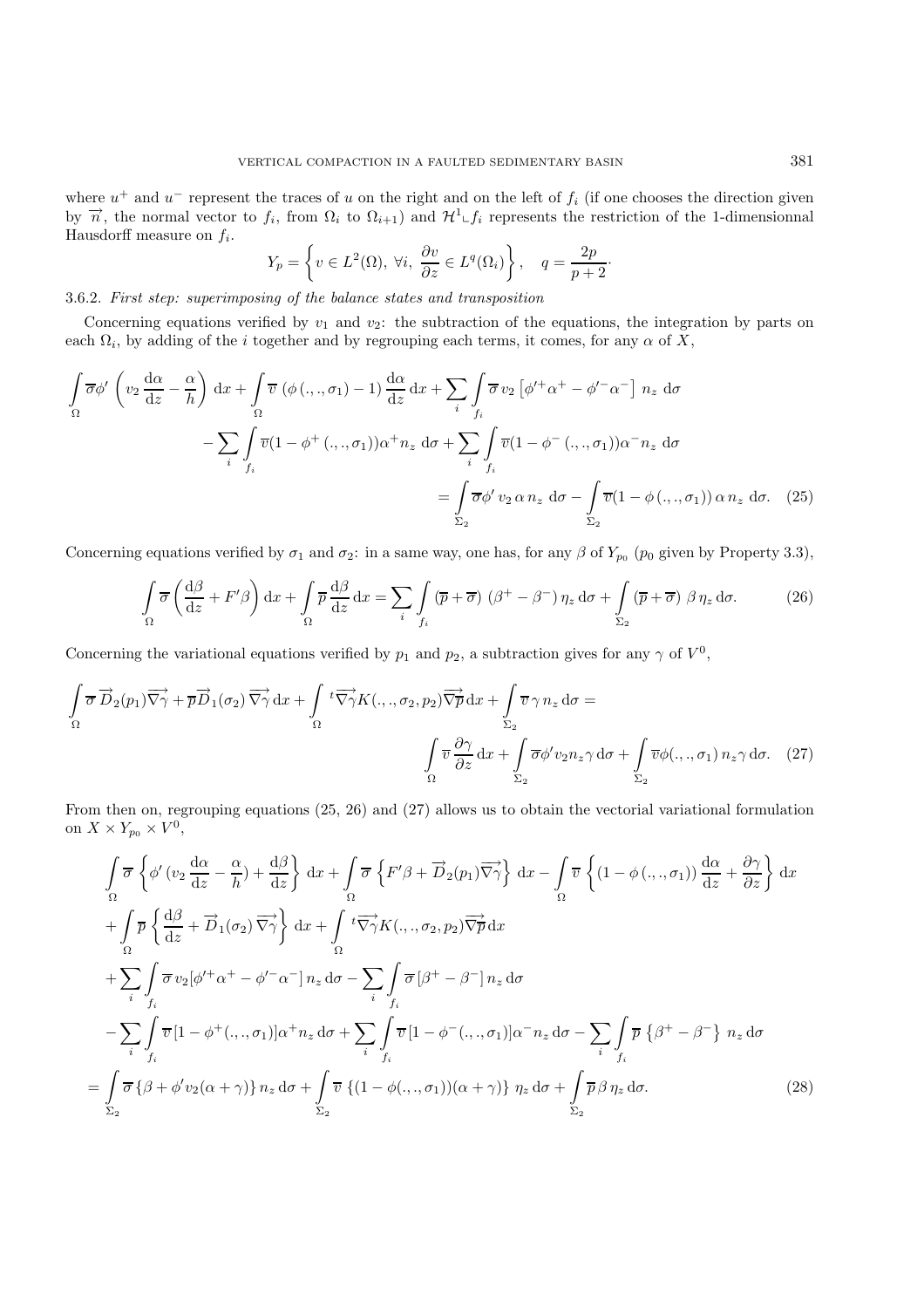where $u^+$ and $u^-$ represent the traces of $u$ on the right and on the left of $f_i$ (if one chooses the direction given by $\overrightarrow{n}$, the normal vector to $f_i$, from $\Omega_i$ to $\Omega_{i+1}$) and $\mathcal{H}^1 \llcorner f_i$ represents the restriction of the 1-dimensionnal Hausdorff measure on $f_i$.

$$Y_p = \left\{ v \in L^2(\Omega),\ \forall i,\ \frac{\partial v}{\partial z} \in L^q(\Omega_i) \right\}, \quad q = \frac{2p}{p+2}\cdot$$

3.6.2. *First step: superimposing of the balance states and transposition*

Concerning equations verified by $v_1$ and $v_2$: the subtraction of the equations, the integration by parts on each $\Omega_i$, by adding of the $i$ together and by regrouping each terms, it comes, for any $\alpha$ of $X$,

$$\int\limits_\Omega \overline{\sigma}\phi' \left( v_2 \frac{\mathrm{d}\alpha}{\mathrm{d}z} - \frac{\alpha}{h} \right) \mathrm{d}x + \int\limits_\Omega \overline{v}\, (\phi\,(.,.,\sigma_1) - 1)\, \frac{\mathrm{d}\alpha}{\mathrm{d}z}\, \mathrm{d}x + \sum_i \int\limits_{f_i} \overline{\sigma}\, v_2 \left[ \phi'^+ \alpha^+ - \phi'^- \alpha^- \right] n_z \,\mathrm{d}\sigma$$
$$- \sum_i \int\limits_{f_i} \overline{v}(1 - \phi^+\,(.,.,\sigma_1))\alpha^+ n_z \,\mathrm{d}\sigma + \sum_i \int\limits_{f_i} \overline{v}(1 - \phi^-\,(.,.,\sigma_1))\alpha^- n_z \,\mathrm{d}\sigma$$
$$= \int\limits_{\Sigma_2} \overline{\sigma}\phi'\, v_2\, \alpha\, n_z \,\mathrm{d}\sigma - \int\limits_{\Sigma_2} \overline{v}(1 - \phi\,(.,.,\sigma_1))\, \alpha\, n_z \,\mathrm{d}\sigma. \quad (25)$$

Concerning equations verified by $\sigma_1$ and $\sigma_2$: in a same way, one has, for any $\beta$ of $Y_{p_0}$ ($p_0$ given by Property 3.3),

$$\int\limits_\Omega \overline{\sigma} \left( \frac{\mathrm{d}\beta}{\mathrm{d}z} + F'\beta \right) \mathrm{d}x + \int\limits_\Omega \overline{p}\, \frac{\mathrm{d}\beta}{\mathrm{d}z}\, \mathrm{d}x = \sum_i \int\limits_{f_i} (\overline{p} + \overline{\sigma})\ (\beta^+ - \beta^-)\, \eta_z \,\mathrm{d}\sigma + \int\limits_{\Sigma_2} (\overline{p} + \overline{\sigma})\ \beta\, \eta_z \,\mathrm{d}\sigma. \quad (26)$$

Concerning the variational equations verified by $p_1$ and $p_2$, a subtraction gives for any $\gamma$ of $V^0$,

$$\int\limits_\Omega \overline{\sigma}\, \overrightarrow{D}_2(p_1) \overrightarrow{\nabla\gamma} + \overline{p} \overrightarrow{D}_1(\sigma_2)\, \overrightarrow{\nabla\gamma}\, \mathrm{d}x + \int\limits_\Omega {}^t\overrightarrow{\nabla\gamma} K(.,.,\sigma_2, p_2) \overrightarrow{\nabla p}\, \mathrm{d}x + \int\limits_{\Sigma_2} \overline{v}\, \gamma\, n_z \,\mathrm{d}\sigma =$$
$$\int\limits_\Omega \overline{v}\, \frac{\partial\gamma}{\partial z}\, \mathrm{d}x + \int\limits_{\Sigma_2} \overline{\sigma}\phi' v_2 n_z \gamma \,\mathrm{d}\sigma + \int\limits_{\Sigma_2} \overline{v}\phi(.,.,\sigma_1)\, n_z \gamma \,\mathrm{d}\sigma. \quad (27)$$

From then on, regrouping equations (25, 26) and (27) allows us to obtain the vectorial variational formulation on $X \times Y_{p_0} \times V^0$,

$$\int\limits_\Omega \overline{\sigma} \left\{ \phi' \,(v_2 \frac{\mathrm{d}\alpha}{\mathrm{d}z} - \frac{\alpha}{h}) + \frac{\mathrm{d}\beta}{\mathrm{d}z} \right\} \mathrm{d}x + \int\limits_\Omega \overline{\sigma} \left\{ F'\beta + \overrightarrow{D}_2(p_1) \overrightarrow{\nabla\gamma} \right\} \mathrm{d}x - \int\limits_\Omega \overline{v} \left\{ (1 - \phi\,(.,.,\sigma_1))\, \frac{\mathrm{d}\alpha}{\mathrm{d}z} + \frac{\partial\gamma}{\partial z} \right\} \mathrm{d}x$$
$$+ \int\limits_\Omega \overline{p} \left\{ \frac{\mathrm{d}\beta}{\mathrm{d}z} + \overrightarrow{D}_1(\sigma_2)\, \overrightarrow{\nabla\gamma} \right\} \mathrm{d}x + \int\limits_\Omega {}^t\overrightarrow{\nabla\gamma} K(.,.,\sigma_2, p_2) \overrightarrow{\nabla p}\, \mathrm{d}x$$
$$+ \sum_i \int\limits_{f_i} \overline{\sigma}\, v_2 [\phi'^+ \alpha^+ - \phi'^- \alpha^-]\, n_z \,\mathrm{d}\sigma - \sum_i \int\limits_{f_i} \overline{\sigma}\, [\beta^+ - \beta^-]\, n_z \,\mathrm{d}\sigma$$
$$- \sum_i \int\limits_{f_i} \overline{v}\, [1 - \phi^+(.,.,\sigma_1)] \alpha^+ n_z \,\mathrm{d}\sigma + \sum_i \int\limits_{f_i} \overline{v}\, [1 - \phi^-(.,.,\sigma_1)] \alpha^- n_z \,\mathrm{d}\sigma - \sum_i \int\limits_{f_i} \overline{p}\, \left\{ \beta^+ - \beta^- \right\}\, n_z \,\mathrm{d}\sigma$$
$$= \int\limits_{\Sigma_2} \overline{\sigma}\, \{\beta + \phi' v_2 (\alpha + \gamma)\}\, n_z \,\mathrm{d}\sigma + \int\limits_{\Sigma_2} \overline{v}\, \{(1 - \phi(.,.,\sigma_1))(\alpha + \gamma)\}\, \eta_z \,\mathrm{d}\sigma + \int\limits_{\Sigma_2} \overline{p}\, \beta\, \eta_z \,\mathrm{d}\sigma. \quad (28)$$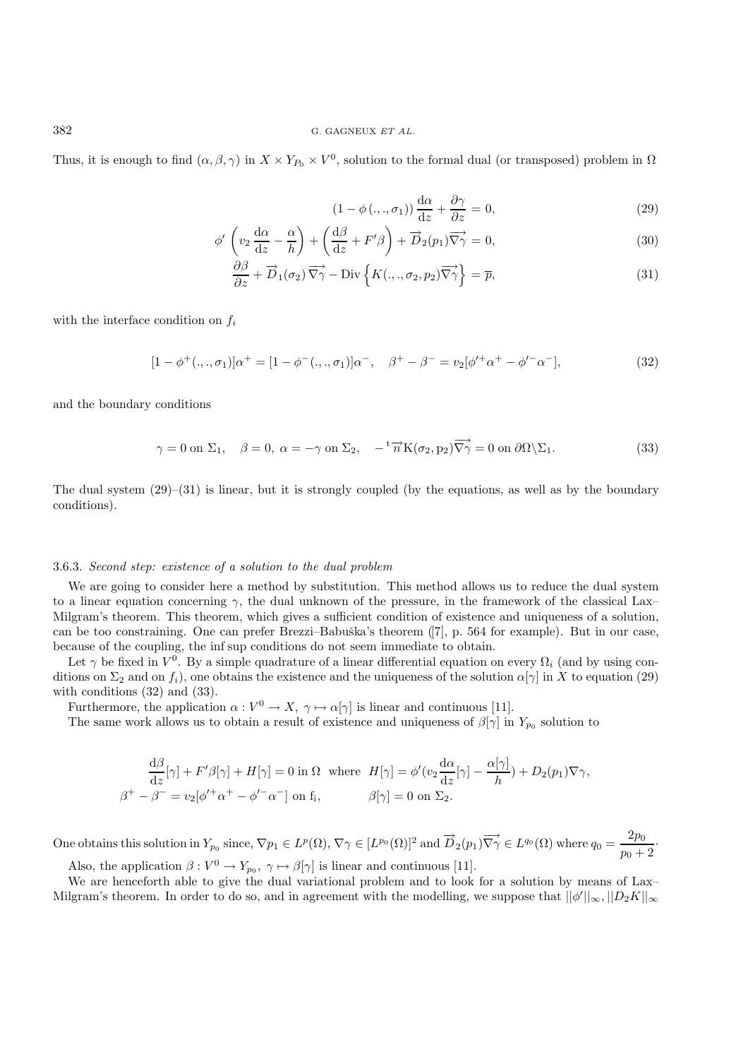Thus, it is enough to find $(\alpha, \beta, \gamma)$ in $X \times Y_{P_0} \times V^0$, solution to the formal dual (or transposed) problem in $\Omega$

$$(1 - \phi(.,.,\sigma_1)) \frac{\mathrm{d}\alpha}{\mathrm{d}z} + \frac{\partial \gamma}{\partial z} = 0, \tag{29}$$

$$\phi' \left( v_2 \frac{\mathrm{d}\alpha}{\mathrm{d}z} - \frac{\alpha}{h} \right) + \left( \frac{\mathrm{d}\beta}{\mathrm{d}z} + F'\beta \right) + \overrightarrow{D}_2(p_1)\overrightarrow{\nabla\gamma} = 0, \tag{30}$$

$$\frac{\partial \beta}{\partial z} + \overrightarrow{D}_1(\sigma_2)\,\overrightarrow{\nabla\gamma} - \mathrm{Div}\left\{ K(.,.,\sigma_2, p_2)\overrightarrow{\nabla\gamma} \right\} = \overline{p}, \tag{31}$$

with the interface condition on $f_i$

$$[1 - \phi^+(.,.,\sigma_1)]\alpha^+ = [1 - \phi^-(.,.,\sigma_1)]\alpha^-, \quad \beta^+ - \beta^- = v_2[\phi'^+\alpha^+ - \phi'^-\alpha^-], \tag{32}$$

and the boundary conditions

$$\gamma = 0 \text{ on } \Sigma_1, \quad \beta = 0,\ \alpha = -\gamma \text{ on } \Sigma_2, \quad -{}^{\mathrm{t}}\overrightarrow{n}\mathrm{K}(\sigma_2, \mathrm{p}_2)\overrightarrow{\nabla\gamma} = 0 \text{ on } \partial\Omega\backslash\Sigma_1. \tag{33}$$

The dual system (29)–(31) is linear, but it is strongly coupled (by the equations, as well as by the boundary conditions).

### 3.6.3. *Second step: existence of a solution to the dual problem*

We are going to consider here a method by substitution. This method allows us to reduce the dual system to a linear equation concerning $\gamma$, the dual unknown of the pressure, in the framework of the classical Lax–Milgram's theorem. This theorem, which gives a sufficient condition of existence and uniqueness of a solution, can be too constraining. One can prefer Brezzi–Babuška's theorem ([7], p. 564 for example). But in our case, because of the coupling, the inf sup conditions do not seem immediate to obtain.

Let $\gamma$ be fixed in $V^0$. By a simple quadrature of a linear differential equation on every $\Omega_i$ (and by using conditions on $\Sigma_2$ and on $f_i$), one obtains the existence and the uniqueness of the solution $\alpha[\gamma]$ in $X$ to equation (29) with conditions (32) and (33).

Furthermore, the application $\alpha : V^0 \to X,\ \gamma \mapsto \alpha[\gamma]$ is linear and continuous [11].

The same work allows us to obtain a result of existence and uniqueness of $\beta[\gamma]$ in $Y_{p_0}$ solution to

$$\frac{\mathrm{d}\beta}{\mathrm{d}z}[\gamma] + F'\beta[\gamma] + H[\gamma] = 0 \text{ in } \Omega \ \text{ where } \ H[\gamma] = \phi'(v_2 \frac{\mathrm{d}\alpha}{\mathrm{d}z}[\gamma] - \frac{\alpha[\gamma]}{h}) + D_2(p_1)\nabla\gamma,$$
$$\beta^+ - \beta^- = v_2[\phi'^+\alpha^+ - \phi'^-\alpha^-] \text{ on } \mathrm{f_i}, \qquad \beta[\gamma] = 0 \text{ on } \Sigma_2.$$

One obtains this solution in $Y_{p_0}$ since, $\nabla p_1 \in L^p(\Omega)$, $\nabla\gamma \in [L^{p_0}(\Omega)]^2$ and $\overrightarrow{D}_2(p_1)\overrightarrow{\nabla\gamma} \in L^{q_0}(\Omega)$ where $q_0 = \dfrac{2p_0}{p_0 + 2}$.

Also, the application $\beta : V^0 \to Y_{p_0},\ \gamma \mapsto \beta[\gamma]$ is linear and continuous [11].

We are henceforth able to give the dual variational problem and to look for a solution by means of Lax–Milgram's theorem. In order to do so, and in agreement with the modelling, we suppose that $||\phi'||_\infty, ||D_2K||_\infty$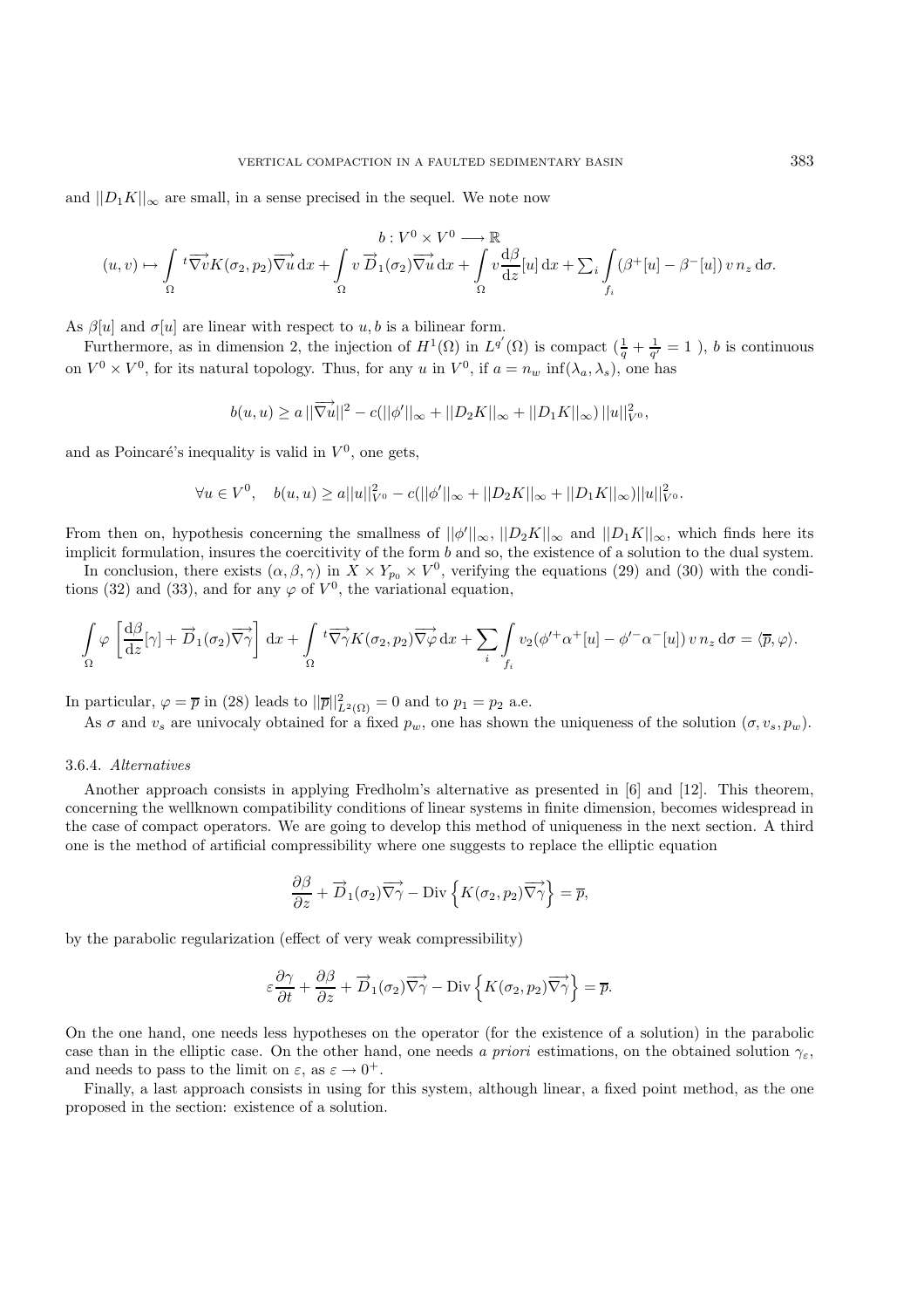and $||D_1 K||_\infty$ are small, in a sense precised in the sequel. We note now

$$
\begin{gathered}
b : V^0 \times V^0 \longrightarrow \mathbb{R} \\
(u,v) \mapsto \int_\Omega {}^t\overrightarrow{\nabla v} K(\sigma_2, p_2) \overrightarrow{\nabla u} \, \mathrm{d}x + \int_\Omega v \, \overrightarrow{D}_1(\sigma_2) \overrightarrow{\nabla u} \, \mathrm{d}x + \int_\Omega v \frac{\mathrm{d}\beta}{\mathrm{d}z}[u] \, \mathrm{d}x + \sum_i \int_{f_i} (\beta^+[u] - \beta^-[u]) \, v \, n_z \, \mathrm{d}\sigma.
\end{gathered}
$$

As $\beta[u]$ and $\sigma[u]$ are linear with respect to $u, b$ is a bilinear form.

Furthermore, as in dimension 2, the injection of $H^1(\Omega)$ in $L^{q'}(\Omega)$ is compact ($\frac{1}{q} + \frac{1}{q'} = 1$ ), $b$ is continuous on $V^0 \times V^0$, for its natural topology. Thus, for any $u$ in $V^0$, if $a = n_w \inf(\lambda_a, \lambda_s)$, one has

$$
b(u,u) \geq a \, ||\overrightarrow{\nabla u}||^2 - c(||\phi'||_\infty + ||D_2 K||_\infty + ||D_1 K||_\infty) \, ||u||^2_{V^0},
$$

and as Poincaré's inequality is valid in $V^0$, one gets,

$$
\forall u \in V^0, \quad b(u,u) \geq a||u||^2_{V^0} - c(||\phi'||_\infty + ||D_2 K||_\infty + ||D_1 K||_\infty)||u||^2_{V^0}.
$$

From then on, hypothesis concerning the smallness of $||\phi'||_\infty$, $||D_2 K||_\infty$ and $||D_1 K||_\infty$, which finds here its implicit formulation, insures the coercitivity of the form $b$ and so, the existence of a solution to the dual system.

In conclusion, there exists $(\alpha, \beta, \gamma)$ in $X \times Y_{p_0} \times V^0$, verifying the equations (29) and (30) with the conditions (32) and (33), and for any $\varphi$ of $V^0$, the variational equation,

$$
\int_\Omega \varphi \left[ \frac{\mathrm{d}\beta}{\mathrm{d}z}[\gamma] + \overrightarrow{D}_1(\sigma_2) \overrightarrow{\nabla \gamma} \right] \mathrm{d}x + \int_\Omega {}^t\overrightarrow{\nabla \gamma} K(\sigma_2, p_2) \overrightarrow{\nabla \varphi} \, \mathrm{d}x + \sum_i \int_{f_i} v_2(\phi'^+ \alpha^+[u] - \phi'^- \alpha^-[u]) \, v \, n_z \, \mathrm{d}\sigma = \langle \overline{p}, \varphi \rangle.
$$

In particular, $\varphi = \overline{p}$ in (28) leads to $||\overline{p}||^2_{L^2(\Omega)} = 0$ and to $p_1 = p_2$ a.e.

As $\sigma$ and $v_s$ are univocaly obtained for a fixed $p_w$, one has shown the uniqueness of the solution $(\sigma, v_s, p_w)$.

#### 3.6.4. *Alternatives*

Another approach consists in applying Fredholm's alternative as presented in [6] and [12]. This theorem, concerning the wellknown compatibility conditions of linear systems in finite dimension, becomes widespread in the case of compact operators. We are going to develop this method of uniqueness in the next section. A third one is the method of artificial compressibility where one suggests to replace the elliptic equation

$$
\frac{\partial \beta}{\partial z} + \overrightarrow{D}_1(\sigma_2) \overrightarrow{\nabla \gamma} - \mathrm{Div} \left\{ K(\sigma_2, p_2) \overrightarrow{\nabla \gamma} \right\} = \overline{p},
$$

by the parabolic regularization (effect of very weak compressibility)

$$
\varepsilon \frac{\partial \gamma}{\partial t} + \frac{\partial \beta}{\partial z} + \overrightarrow{D}_1(\sigma_2) \overrightarrow{\nabla \gamma} - \mathrm{Div} \left\{ K(\sigma_2, p_2) \overrightarrow{\nabla \gamma} \right\} = \overline{p}.
$$

On the one hand, one needs less hypotheses on the operator (for the existence of a solution) in the parabolic case than in the elliptic case. On the other hand, one needs *a priori* estimations, on the obtained solution $\gamma_\varepsilon$, and needs to pass to the limit on $\varepsilon$, as $\varepsilon \to 0^+$.

Finally, a last approach consists in using for this system, although linear, a fixed point method, as the one proposed in the section: existence of a solution.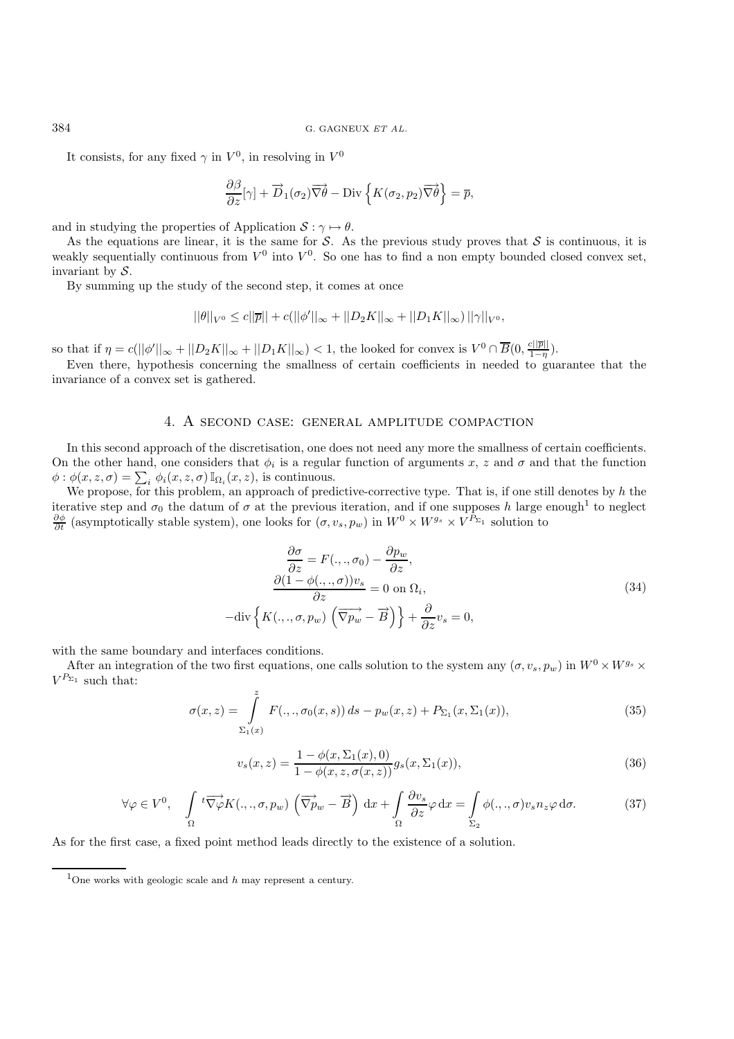It consists, for any fixed $\gamma$ in $V^0$, in resolving in $V^0$

$$\frac{\partial \beta}{\partial z}[\gamma] + \overrightarrow{D}_1(\sigma_2)\overrightarrow{\nabla \theta} - \text{Div}\left\{K(\sigma_2, p_2)\overrightarrow{\nabla \theta}\right\} = \overline{p},$$

and in studying the properties of Application $\mathcal{S} : \gamma \mapsto \theta$.

As the equations are linear, it is the same for $\mathcal{S}$. As the previous study proves that $\mathcal{S}$ is continuous, it is weakly sequentially continuous from $V^0$ into $V^0$. So one has to find a non empty bounded closed convex set, invariant by $\mathcal{S}$.

By summing up the study of the second step, it comes at once

$$||\theta||_{V^0} \leq c||\overline{p}|| + c(||\phi'||_\infty + ||D_2 K||_\infty + ||D_1 K||_\infty)\, ||\gamma||_{V^0},$$

so that if $\eta = c(||\phi'||_\infty + ||D_2 K||_\infty + ||D_1 K||_\infty) < 1$, the looked for convex is $V^0 \cap \overline{B}(0, \frac{c||\overline{p}||}{1-\eta})$.

Even there, hypothesis concerning the smallness of certain coefficients in needed to guarantee that the invariance of a convex set is gathered.

## 4. A second case: general amplitude compaction

In this second approach of the discretisation, one does not need any more the smallness of certain coefficients. On the other hand, one considers that $\phi_i$ is a regular function of arguments $x$, $z$ and $\sigma$ and that the function $\phi : \phi(x, z, \sigma) = \sum_i \phi_i(x, z, \sigma)\, \mathbb{I}_{\Omega_i}(x, z)$, is continuous.

We propose, for this problem, an approach of predictive-corrective type. That is, if one still denotes by $h$ the iterative step and $\sigma_0$ the datum of $\sigma$ at the previous iteration, and if one supposes $h$ large enough[1] to neglect $\frac{\partial \phi}{\partial t}$ (asymptotically stable system), one looks for $(\sigma, v_s, p_w)$ in $W^0 \times W^{g_s} \times V^{P_{\Sigma_1}}$ solution to

$$\begin{aligned}
\frac{\partial \sigma}{\partial z} &= F(.,.,\sigma_0) - \frac{\partial p_w}{\partial z}, \\
\frac{\partial (1 - \phi(.,.,\sigma)) v_s}{\partial z} &= 0 \text{ on } \Omega_i, \\
-\text{div}\left\{K(.,.,\sigma, p_w)\, \left(\overrightarrow{\nabla p_w} - \overrightarrow{B}\right)\right\} &+ \frac{\partial}{\partial z} v_s = 0,
\end{aligned} \tag{34}$$

with the same boundary and interfaces conditions.

After an integration of the two first equations, one calls solution to the system any $(\sigma, v_s, p_w)$ in $W^0 \times W^{g_s} \times V^{P_{\Sigma_1}}$ such that:

$$\sigma(x, z) = \int_{\Sigma_1(x)}^{z} F(.,.,\sigma_0(x, s))\, ds - p_w(x, z) + P_{\Sigma_1}(x, \Sigma_1(x)), \tag{35}$$

$$v_s(x, z) = \frac{1 - \phi(x, \Sigma_1(x), 0)}{1 - \phi(x, z, \sigma(x, z))} g_s(x, \Sigma_1(x)), \tag{36}$$

$$\forall \varphi \in V^0, \quad \int_\Omega {}^t\overrightarrow{\nabla \varphi} K(.,.,\sigma, p_w)\, \left(\overrightarrow{\nabla p_w} - \overrightarrow{B}\right)\, \mathrm{d}x + \int_\Omega \frac{\partial v_s}{\partial z} \varphi\, \mathrm{d}x = \int_{\Sigma_2} \phi(.,.,\sigma) v_s n_z \varphi\, \mathrm{d}\sigma. \tag{37}$$

As for the first case, a fixed point method leads directly to the existence of a solution.

---

[1] One works with geologic scale and $h$ may represent a century.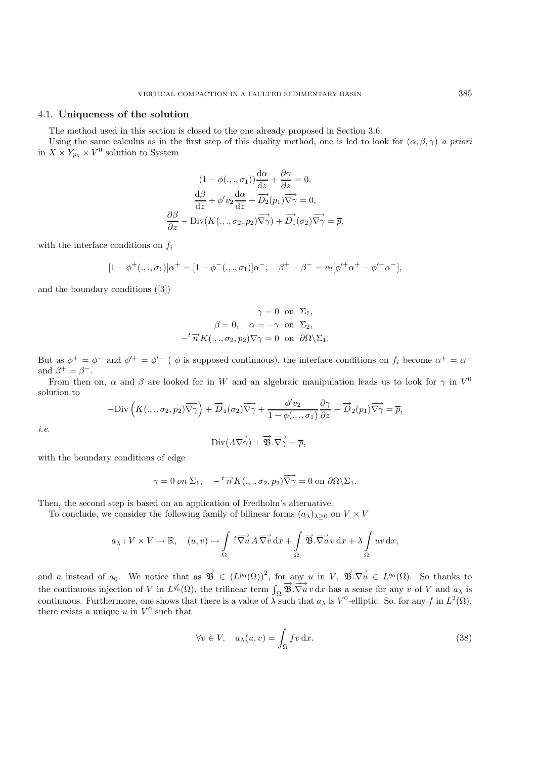### 4.1. **Uniqueness of the solution**

The method used in this section is closed to the one already proposed in Section 3.6.

Using the same calculus as in the first step of this duality method, one is led to look for $(\alpha, \beta, \gamma)$ *a priori* in $X \times Y_{p_0} \times V^0$ solution to System

$$
\begin{aligned}
(1-\phi(.,.,\sigma_1))\frac{\mathrm{d}\alpha}{\mathrm{d}z} + \frac{\partial \gamma}{\partial z} &= 0,\\
\frac{\mathrm{d}\beta}{\mathrm{d}z} + \phi' v_2 \frac{\mathrm{d}\alpha}{\mathrm{d}z} + \overrightarrow{D_2}(p_1)\overrightarrow{\nabla \gamma} &= 0,\\
\frac{\partial \beta}{\partial z} - \mathrm{Div}(K(.,.,\sigma_2,p_2)\overrightarrow{\nabla \gamma}) + \overrightarrow{D_1}(\sigma_2)\overrightarrow{\nabla \gamma} &= \overline{p},
\end{aligned}
$$

with the interface conditions on $f_i$

$$
[1-\phi^+(.,.,\sigma_1)]\alpha^+ = [1-\phi^-(.,.,\sigma_1)]\alpha^-, \quad \beta^+ - \beta^- = v_2[\phi'^+\alpha^+ - \phi'^-\alpha^-],
$$

and the boundary conditions ([3])

$$
\begin{aligned}
\gamma = 0 \ &\text{ on } \ \Sigma_1,\\
\beta = 0, \quad \alpha = -\gamma \ &\text{ on } \ \Sigma_2,\\
-{}^t\overrightarrow{n} K(.,.,\sigma_2,p_2)\nabla\gamma = 0 \ &\text{ on } \ \partial\Omega\backslash\Sigma_1.
\end{aligned}
$$

But as $\phi^+ = \phi^-$ and $\phi'^+ = \phi'^-$ ( $\phi$ is supposed continuous), the interface conditions on $f_i$ become $\alpha^+ = \alpha^-$ and $\beta^+ = \beta^-$.

From then on, $\alpha$ and $\beta$ are looked for in $W$ and an algebraic manipulation leads us to look for $\gamma$ in $V^0$ solution to

$$
-\mathrm{Div}\left(K(.,.,\sigma_2,p_2)\overrightarrow{\nabla \gamma}\right) + \overrightarrow{D}_1(\sigma_2)\overrightarrow{\nabla \gamma} + \frac{\phi' v_2}{1-\phi(.,.,\sigma_1)}\frac{\partial \gamma}{\partial z} - \overrightarrow{D}_2(p_1)\overrightarrow{\nabla \gamma} = \overline{p},
$$

*i.e.*

$$
-\mathrm{Div}(A\overrightarrow{\nabla \gamma}) + \overrightarrow{\mathfrak{B}}.\overrightarrow{\nabla \gamma} = \overline{p},
$$

with the boundary conditions of edge

$$
\gamma = 0 \textit{ on } \Sigma_1, \quad -{}^t\overrightarrow{n} K(.,.,\sigma_2,p_2)\overrightarrow{\nabla \gamma} = 0 \text{ on } \partial\Omega\backslash\Sigma_1.
$$

Then, the second step is based on an application of Fredholm's alternative.

To conclude, we consider the following family of bilinear forms $(a_\lambda)_{\lambda \geq 0}$ on $V \times V$

$$
a_\lambda : V \times V \to \mathbb{R}, \quad (u,v) \mapsto \int_\Omega {}^t\overrightarrow{\nabla u}\, A\, \overrightarrow{\nabla v}\, \mathrm{d}x + \int_\Omega \overrightarrow{\mathfrak{B}}.\overrightarrow{\nabla u}\, v\, \mathrm{d}x + \lambda \int_\Omega uv\, \mathrm{d}x,
$$

and $a$ instead of $a_0$. We notice that as $\overrightarrow{\mathfrak{B}} \in (L^{p_0}(\Omega))^2$, for any $u$ in $V$, $\overrightarrow{\mathfrak{B}}.\overrightarrow{\nabla u} \in L^{q_0}(\Omega)$. So thanks to the continuous injection of $V$ in $L^{q_0'}(\Omega)$, the trilinear term $\int_\Omega \overrightarrow{\mathfrak{B}}.\overrightarrow{\nabla u}\, v\, \mathrm{d}x$ has a sense for any $v$ of $V$ and $a_\lambda$ is continuous. Furthermore, one shows that there is a value of $\lambda$ such that $a_\lambda$ is $V^0$-elliptic. So, for any $f$ in $L^2(\Omega)$, there exists a unique $u$ in $V^0$ such that

$$
\forall v \in V, \quad a_\lambda(u,v) = \int_\Omega f v\, \mathrm{d}x. \tag{38}
$$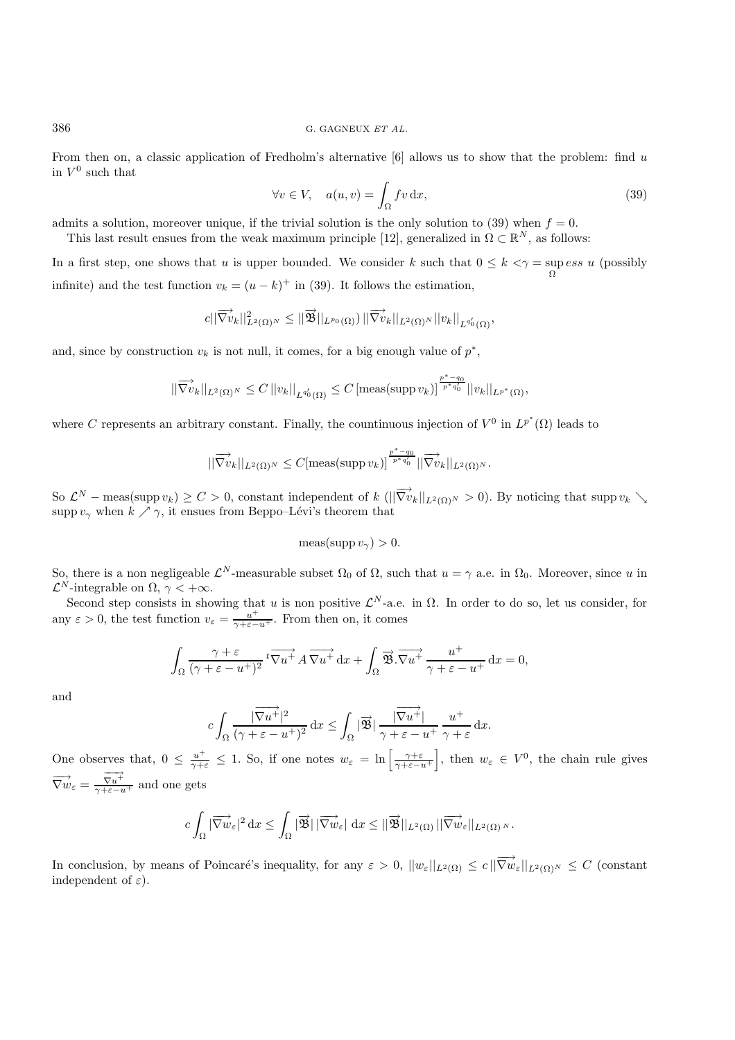From then on, a classic application of Fredholm's alternative [6] allows us to show that the problem: find $u$ in $V^0$ such that

$$\forall v \in V, \quad a(u,v) = \int_\Omega f v \, \mathrm{d}x, \tag{39}$$

admits a solution, moreover unique, if the trivial solution is the only solution to (39) when $f = 0$.

This last result ensues from the weak maximum principle [12], generalized in $\Omega \subset \mathbb{R}^N$, as follows:

In a first step, one shows that $u$ is upper bounded. We consider $k$ such that $0 \leq k < \gamma = \sup_\Omega ess\ u$ (possibly infinite) and the test function $v_k = (u-k)^+$ in (39). It follows the estimation,

$$c||\overrightarrow{\nabla v_k}||^2_{L^2(\Omega)^N} \leq ||\overrightarrow{\mathfrak{B}}||_{L^{p_0}(\Omega))}\, ||\overrightarrow{\nabla v_k}||_{L^2(\Omega)^N} ||v_k||_{L^{q_0'}(\Omega)},$$

and, since by construction $v_k$ is not null, it comes, for a big enough value of $p^*$,

$$||\overrightarrow{\nabla v_k}||_{L^2(\Omega)^N} \leq C\, ||v_k||_{L^{q_0'}(\Omega)} \leq C\, [\mathrm{meas}(\mathrm{supp}\, v_k)]^{\frac{p^*-q_0}{p^* q_0'}} ||v_k||_{L^{p^*}(\Omega)},$$

where $C$ represents an arbitrary constant. Finally, the countinuous injection of $V^0$ in $L^{p^*}(\Omega)$ leads to

$$||\overrightarrow{\nabla v_k}||_{L^2(\Omega)^N} \leq C[\mathrm{meas}(\mathrm{supp}\, v_k)]^{\frac{p^*-q_0}{p^* q_0'}} ||\overrightarrow{\nabla v_k}||_{L^2(\Omega)^N}.$$

So $\mathcal{L}^N - \mathrm{meas}(\mathrm{supp}\, v_k) \geq C > 0$, constant independent of $k$ ($||\overrightarrow{\nabla v_k}||_{L^2(\Omega)^N} > 0$). By noticing that $\mathrm{supp}\, v_k \searrow \mathrm{supp}\, v_\gamma$ when $k \nearrow \gamma$, it ensues from Beppo–Lévi's theorem that

$$\mathrm{meas}(\mathrm{supp}\, v_\gamma) > 0.$$

So, there is a non negligeable $\mathcal{L}^N$-measurable subset $\Omega_0$ of $\Omega$, such that $u = \gamma$ a.e. in $\Omega_0$. Moreover, since $u$ in $\mathcal{L}^N$-integrable on $\Omega$, $\gamma < +\infty$.

Second step consists in showing that $u$ is non positive $\mathcal{L}^N$-a.e. in $\Omega$. In order to do so, let us consider, for any $\varepsilon > 0$, the test function $v_\varepsilon = \frac{u^+}{\gamma+\varepsilon-u^+}$. From then on, it comes

$$\int_\Omega \frac{\gamma+\varepsilon}{(\gamma+\varepsilon-u^+)^2}\, {}^t\overrightarrow{\nabla u^+}\, A\, \overrightarrow{\nabla u^+}\, \mathrm{d}x + \int_\Omega \overrightarrow{\mathfrak{B}}.\overrightarrow{\nabla u^+}\, \frac{u^+}{\gamma+\varepsilon-u^+}\, \mathrm{d}x = 0,$$

and

$$c\int_\Omega \frac{|\overrightarrow{\nabla u^+}|^2}{(\gamma+\varepsilon-u^+)^2}\, \mathrm{d}x \leq \int_\Omega |\overrightarrow{\mathfrak{B}}|\, \frac{|\overrightarrow{\nabla u^+}|}{\gamma+\varepsilon-u^+}\, \frac{u^+}{\gamma+\varepsilon}\, \mathrm{d}x.$$

One observes that, $0 \leq \frac{u^+}{\gamma+\varepsilon} \leq 1$. So, if one notes $w_\varepsilon = \ln\left[\frac{\gamma+\varepsilon}{\gamma+\varepsilon-u^+}\right]$, then $w_\varepsilon \in V^0$, the chain rule gives $\overrightarrow{\nabla w_\varepsilon} = \frac{\overrightarrow{\nabla u^+}}{\gamma+\varepsilon-u^+}$ and one gets

$$c\int_\Omega |\overrightarrow{\nabla w_\varepsilon}|^2\, \mathrm{d}x \leq \int_\Omega |\overrightarrow{\mathfrak{B}}|\, |\overrightarrow{\nabla w_\varepsilon}|\, \mathrm{d}x \leq ||\overrightarrow{\mathfrak{B}}||_{L^2(\Omega)}\, ||\overrightarrow{\nabla w_\varepsilon}||_{L^2(\Omega)^N}.$$

In conclusion, by means of Poincaré's inequality, for any $\varepsilon > 0$, $||w_\varepsilon||_{L^2(\Omega)} \leq c\, ||\overrightarrow{\nabla w_\varepsilon}||_{L^2(\Omega)^N} \leq C$ (constant independent of $\varepsilon$).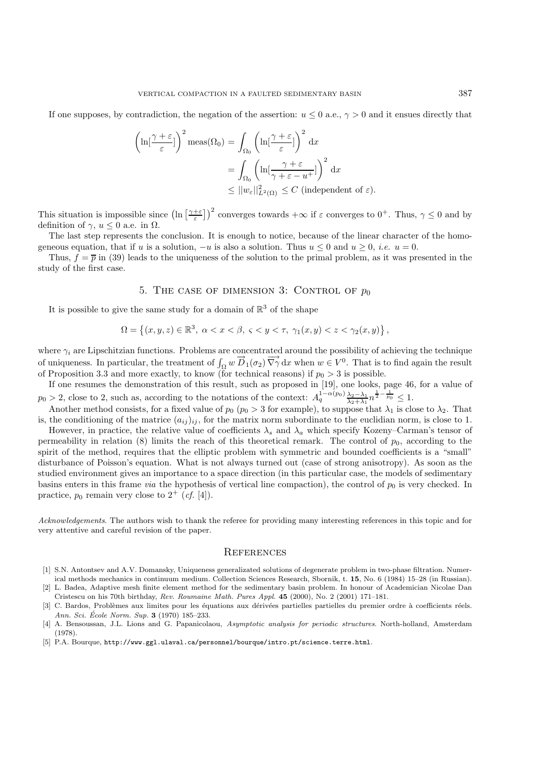If one supposes, by contradiction, the negation of the assertion: $u \leq 0$ a.e., $\gamma > 0$ and it ensues directly that

$$
\begin{aligned}
\left(\ln[\frac{\gamma+\varepsilon}{\varepsilon}]\right)^2 \operatorname{meas}(\Omega_0) &= \int_{\Omega_0} \left(\ln[\frac{\gamma+\varepsilon}{\varepsilon}]\right)^2 \mathrm{d}x \\
&= \int_{\Omega_0} \left(\ln[\frac{\gamma+\varepsilon}{\gamma+\varepsilon-u^+}]\right)^2 \mathrm{d}x \\
&\leq \|w_\varepsilon\|^2_{L^2(\Omega)} \leq C \text{ (independent of } \varepsilon).
\end{aligned}
$$

This situation is impossible since $\left(\ln\left[\frac{\gamma+\varepsilon}{\varepsilon}\right]\right)^2$ converges towards $+\infty$ if $\varepsilon$ converges to $0^+$. Thus, $\gamma \leq 0$ and by definition of $\gamma$, $u \leq 0$ a.e. in $\Omega$.

The last step represents the conclusion. It is enough to notice, because of the linear character of the homogeneous equation, that if $u$ is a solution, $-u$ is also a solution. Thus $u \leq 0$ and $u \geq 0$, *i.e.* $u = 0$.

Thus, $f = \overline{p}$ in (39) leads to the uniqueness of the solution to the primal problem, as it was presented in the study of the first case.

## 5. The case of dimension 3: Control of $p_0$

It is possible to give the same study for a domain of $\mathbb{R}^3$ of the shape

$$
\Omega = \left\{(x,y,z) \in \mathbb{R}^3,\ \alpha < x < \beta,\ \varsigma < y < \tau,\ \gamma_1(x,y) < z < \gamma_2(x,y)\right\},
$$

where $\gamma_i$ are Lipschitzian functions. Problems are concentrated around the possibility of achieving the technique of uniqueness. In particular, the treatment of $\int_\Omega w\, \overrightarrow{D}_1(\sigma_2)\, \overrightarrow{\nabla\gamma}\, \mathrm{d}x$ when $w \in V^0$. That is to find again the result of Proposition 3.3 and more exactly, to know (for technical reasons) if $p_0 > 3$ is possible.

If one resumes the demonstration of this result, such as proposed in [19], one looks, page 46, for a value of $p_0 > 2$, close to 2, such as, according to the notations of the context: $A_q^{1-\alpha(p_0)} \frac{\lambda_2-\lambda_1}{\lambda_2+\lambda_1} n^{\frac{1}{2}-\frac{1}{p_0}} \leq 1$.

Another method consists, for a fixed value of $p_0$ ($p_0 > 3$ for example), to suppose that $\lambda_1$ is close to $\lambda_2$. That is, the conditioning of the matrice $(a_{ij})_{ij}$, for the matrix norm subordinate to the euclidian norm, is close to 1.

However, in practice, the relative value of coefficients $\lambda_s$ and $\lambda_a$ which specify Kozeny–Carman's tensor of permeability in relation (8) limits the reach of this theoretical remark. The control of $p_0$, according to the spirit of the method, requires that the elliptic problem with symmetric and bounded coefficients is a "small" disturbance of Poisson's equation. What is not always turned out (case of strong anisotropy). As soon as the studied environment gives an importance to a space direction (in this particular case, the models of sedimentary basins enters in this frame *via* the hypothesis of vertical line compaction), the control of $p_0$ is very checked. In practice, $p_0$ remain very close to $2^+$ (*cf.* [4]).

*Acknowledgements*. The authors wish to thank the referee for providing many interesting references in this topic and for very attentive and careful revision of the paper.

## References

[1] S.N. Antontsev and A.V. Domansky, Uniqueness generalizated solutions of degenerate problem in two-phase filtration. Numerical methods mechanics in continuum medium. Collection Sciences Research, Sbornik, t. **15**, No. 6 (1984) 15–28 (in Russian).

[2] L. Badea, Adaptive mesh finite element method for the sedimentary basin problem. In honour of Academician Nicolae Dan Cristescu on his 70th birthday, *Rev. Roumaine Math. Pures Appl.* **45** (2000), No. 2 (2001) 171–181.

[3] C. Bardos, Problèmes aux limites pour les équations aux dérivées partielles partielles du premier ordre à coefficients réels. *Ann. Sci. École Norm. Sup.* **3** (1970) 185–233.

[4] A. Bensoussan, J.L. Lions and G. Papanicolaou, *Asymptotic analysis for periodic structures*. North-holland, Amsterdam (1978).

[5] P.A. Bourque, http://www.ggl.ulaval.ca/personnel/bourque/intro.pt/science.terre.html.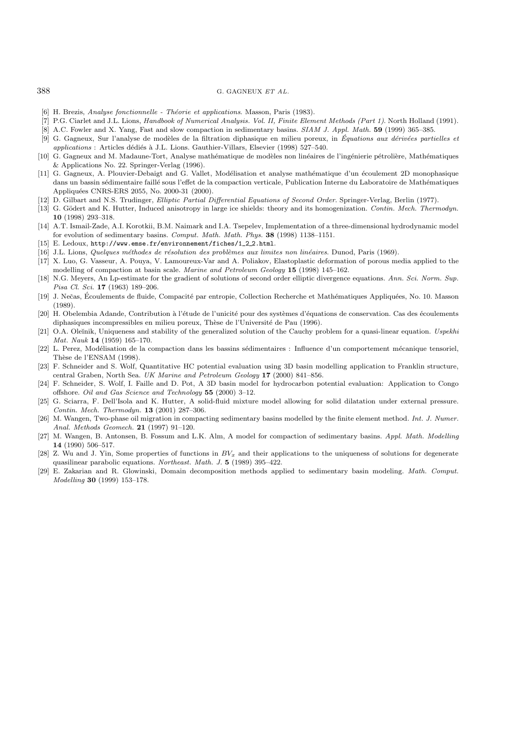[6] H. Brezis, *Analyse fonctionnelle - Théorie et applications*. Masson, Paris (1983).

[7] P.G. Ciarlet and J.L. Lions, *Handbook of Numerical Analysis. Vol. II, Finite Element Methods (Part 1)*. North Holland (1991).

[8] A.C. Fowler and X. Yang, Fast and slow compaction in sedimentary basins. *SIAM J. Appl. Math.* **59** (1999) 365–385.

[9] G. Gagneux, Sur l'analyse de modèles de la filtration diphasique en milieu poreux, in *Équations aux dérivées partielles et applications* : Articles dédiés à J.L. Lions. Gauthier-Villars, Elsevier (1998) 527–540.

[10] G. Gagneux and M. Madaune-Tort, Analyse mathématique de modèles non linéaires de l'ingénierie pétrolière, Mathématiques & Applications No. 22. Springer-Verlag (1996).

[11] G. Gagneux, A. Plouvier-Debaigt and G. Vallet, Modélisation et analyse mathématique d'un écoulement 2D monophasique dans un bassin sédimentaire faillé sous l'effet de la compaction verticale, Publication Interne du Laboratoire de Mathématiques Appliquées CNRS-ERS 2055, No. 2000-31 (2000).

[12] D. Gilbart and N.S. Trudinger, *Elliptic Partial Differential Equations of Second Order*. Springer-Verlag, Berlin (1977).

[13] G. Gödert and K. Hutter, Induced anisotropy in large ice shields: theory and its homogenization. *Contin. Mech. Thermodyn.* **10** (1998) 293–318.

[14] A.T. Ismail-Zade, A.I. Korotkii, B.M. Naimark and I.A. Tsepelev, Implementation of a three-dimensional hydrodynamic model for evolution of sedimentary basins. *Comput. Math. Math. Phys.* **38** (1998) 1138–1151.

[15] E. Ledoux, http://www.emse.fr/environnement/fiches/1_2_2.html.

[16] J.L. Lions, *Quelques méthodes de résolution des problèmes aux limites non linéaires.* Dunod, Paris (1969).

[17] X. Luo, G. Vasseur, A. Pouya, V. Lamoureux-Var and A. Poliakov, Elastoplastic deformation of porous media applied to the modelling of compaction at basin scale. *Marine and Petroleum Geology* **15** (1998) 145–162.

[18] N.G. Meyers, An Lp-estimate for the gradient of solutions of second order elliptic divergence equations. *Ann. Sci. Norm. Sup. Pisa Cl. Sci.* **17** (1963) 189–206.

[19] J. Nečas, Écoulements de fluide, Compacité par entropie, Collection Recherche et Mathématiques Appliquées, No. 10. Masson (1989).

[20] H. Obelembia Adande, Contribution à l'étude de l'unicité pour des systèmes d'équations de conservation. Cas des écoulements diphasiques incompressibles en milieu poreux, Thèse de l'Université de Pau (1996).

[21] O.A. Oleĭnik, Uniqueness and stability of the generalized solution of the Cauchy problem for a quasi-linear equation. *Uspekhi Mat. Nauk* **14** (1959) 165–170.

[22] L. Perez, Modélisation de la compaction dans les bassins sédimentaires : Influence d'un comportement mécanique tensoriel, Thèse de l'ENSAM (1998).

[23] F. Schneider and S. Wolf, Quantitative HC potential evaluation using 3D basin modelling application to Franklin structure, central Graben, North Sea. *UK Marine and Petroleum Geology* **17** (2000) 841–856.

[24] F. Schneider, S. Wolf, I. Faille and D. Pot, A 3D basin model for hydrocarbon potential evaluation: Application to Congo offshore. *Oil and Gas Science and Technology* **55** (2000) 3–12.

[25] G. Sciarra, F. Dell'Isola and K. Hutter, A solid-fluid mixture model allowing for solid dilatation under external pressure. *Contin. Mech. Thermodyn.* **13** (2001) 287–306.

[26] M. Wangen, Two-phase oil migration in compacting sedimentary basins modelled by the finite element method. *Int. J. Numer. Anal. Methods Geomech.* **21** (1997) 91–120.

[27] M. Wangen, B. Antonsen, B. Fossum and L.K. Alm, A model for compaction of sedimentary basins. *Appl. Math. Modelling* **14** (1990) 506–517.

[28] Z. Wu and J. Yin, Some properties of functions in $BV_x$ and their applications to the uniqueness of solutions for degenerate quasilinear parabolic equations. *Northeast. Math. J.* **5** (1989) 395–422.

[29] E. Zakarian and R. Glowinski, Domain decomposition methods applied to sedimentary basin modeling. *Math. Comput. Modelling* **30** (1999) 153–178.